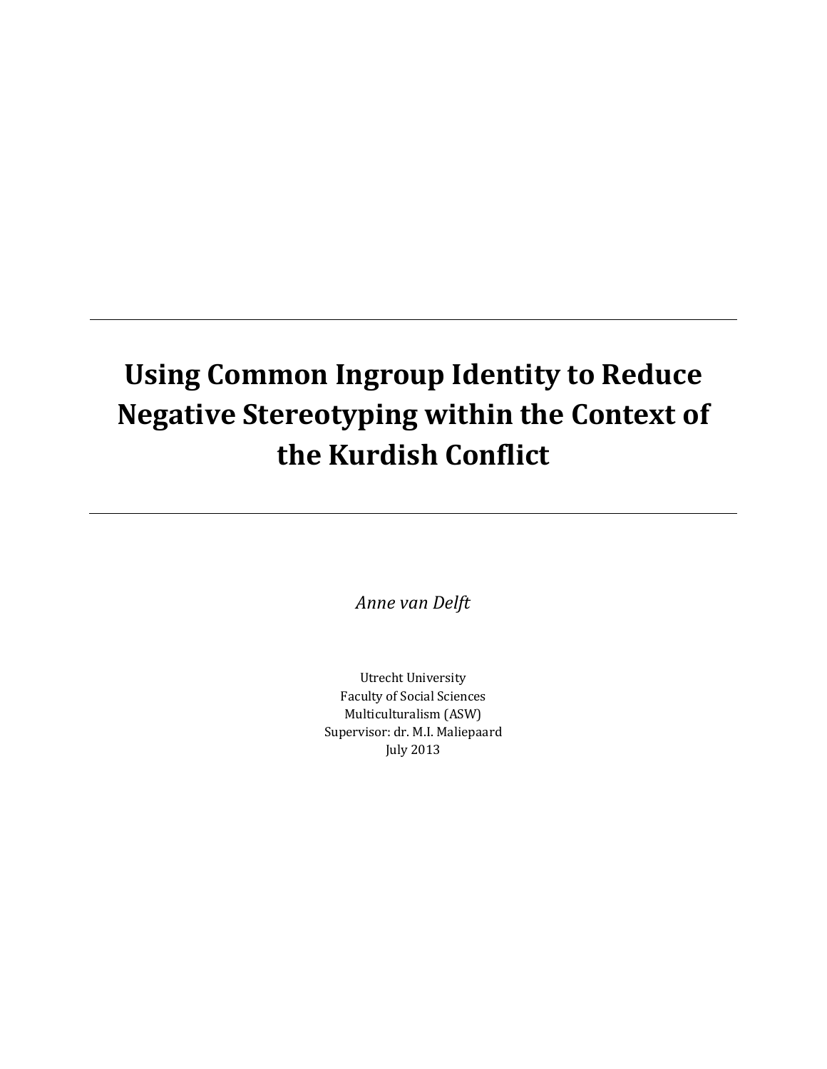---

# Using Common Ingroup Identity to Reduce Negative Stereotyping within the Context of the Kurdish Conflict

---

*Anne van Delft*

Utrecht University
Faculty of Social Sciences
Multiculturalism (ASW)
Supervisor: dr. M.I. Maliepaard
July 2013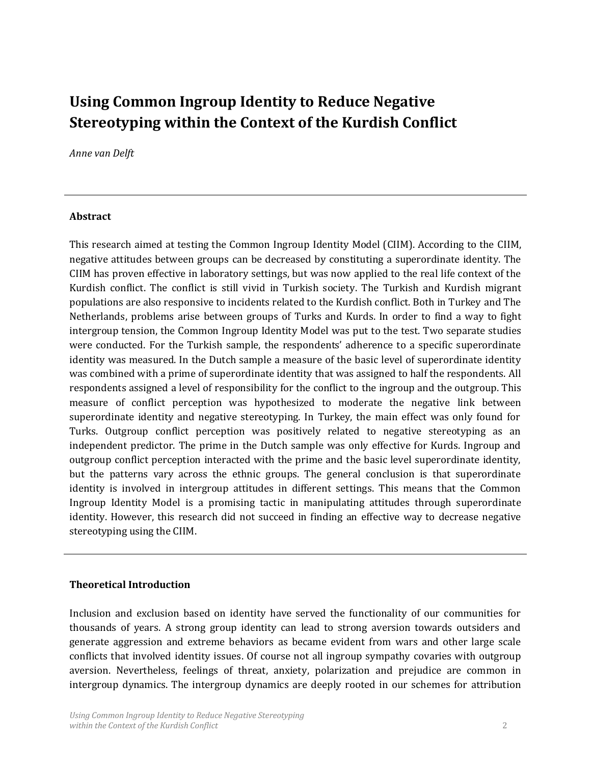# Using Common Ingroup Identity to Reduce Negative Stereotyping within the Context of the Kurdish Conflict

*Anne van Delft*

---

### Abstract

This research aimed at testing the Common Ingroup Identity Model (CIIM). According to the CIIM, negative attitudes between groups can be decreased by constituting a superordinate identity. The CIIM has proven effective in laboratory settings, but was now applied to the real life context of the Kurdish conflict. The conflict is still vivid in Turkish society. The Turkish and Kurdish migrant populations are also responsive to incidents related to the Kurdish conflict. Both in Turkey and The Netherlands, problems arise between groups of Turks and Kurds. In order to find a way to fight intergroup tension, the Common Ingroup Identity Model was put to the test. Two separate studies were conducted. For the Turkish sample, the respondents' adherence to a specific superordinate identity was measured. In the Dutch sample a measure of the basic level of superordinate identity was combined with a prime of superordinate identity that was assigned to half the respondents. All respondents assigned a level of responsibility for the conflict to the ingroup and the outgroup. This measure of conflict perception was hypothesized to moderate the negative link between superordinate identity and negative stereotyping. In Turkey, the main effect was only found for Turks. Outgroup conflict perception was positively related to negative stereotyping as an independent predictor. The prime in the Dutch sample was only effective for Kurds. Ingroup and outgroup conflict perception interacted with the prime and the basic level superordinate identity, but the patterns vary across the ethnic groups. The general conclusion is that superordinate identity is involved in intergroup attitudes in different settings. This means that the Common Ingroup Identity Model is a promising tactic in manipulating attitudes through superordinate identity. However, this research did not succeed in finding an effective way to decrease negative stereotyping using the CIIM.

---

### Theoretical Introduction

Inclusion and exclusion based on identity have served the functionality of our communities for thousands of years. A strong group identity can lead to strong aversion towards outsiders and generate aggression and extreme behaviors as became evident from wars and other large scale conflicts that involved identity issues. Of course not all ingroup sympathy covaries with outgroup aversion. Nevertheless, feelings of threat, anxiety, polarization and prejudice are common in intergroup dynamics. The intergroup dynamics are deeply rooted in our schemes for attribution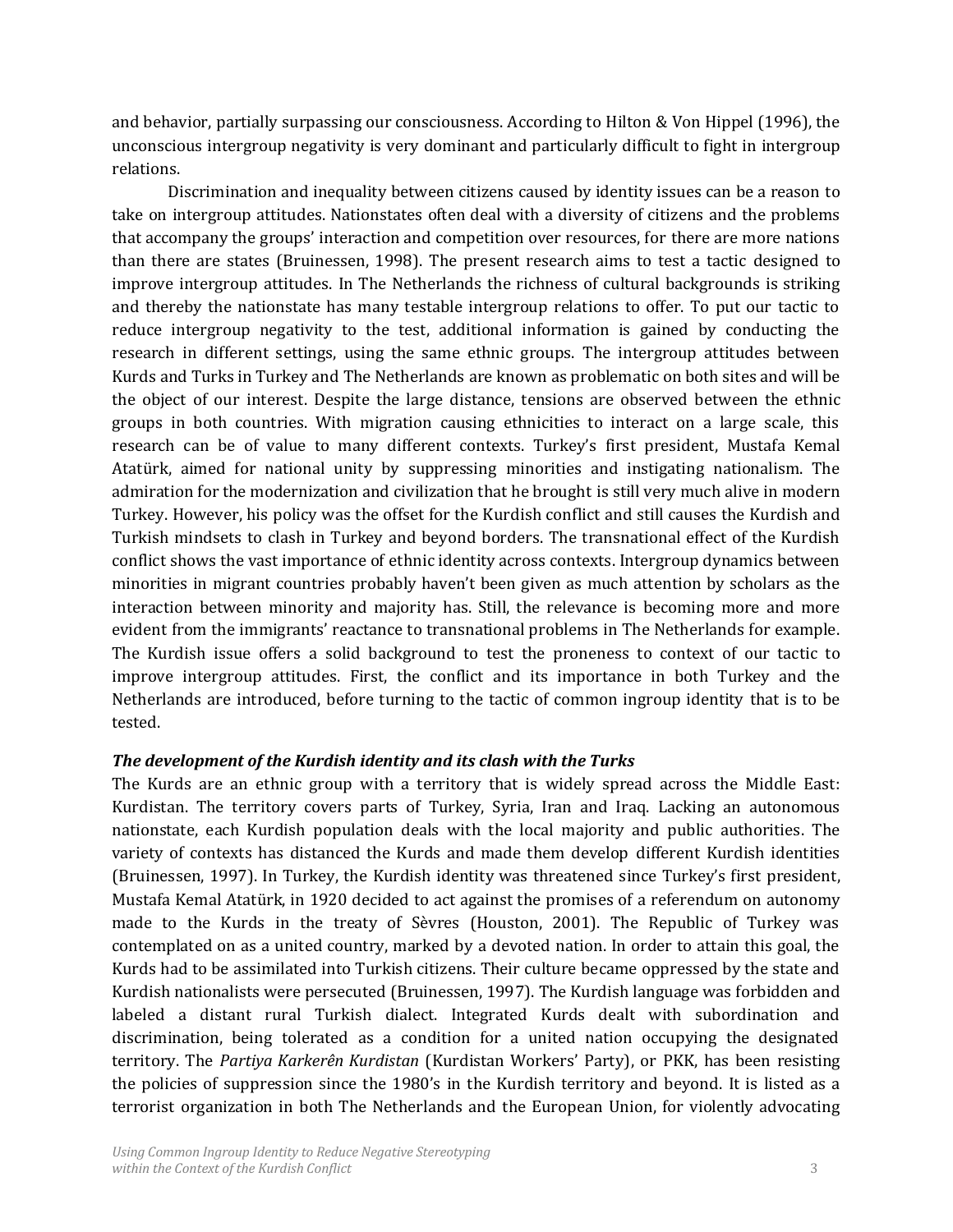and behavior, partially surpassing our consciousness. According to Hilton & Von Hippel (1996), the unconscious intergroup negativity is very dominant and particularly difficult to fight in intergroup relations.

Discrimination and inequality between citizens caused by identity issues can be a reason to take on intergroup attitudes. Nationstates often deal with a diversity of citizens and the problems that accompany the groups' interaction and competition over resources, for there are more nations than there are states (Bruinessen, 1998). The present research aims to test a tactic designed to improve intergroup attitudes. In The Netherlands the richness of cultural backgrounds is striking and thereby the nationstate has many testable intergroup relations to offer. To put our tactic to reduce intergroup negativity to the test, additional information is gained by conducting the research in different settings, using the same ethnic groups. The intergroup attitudes between Kurds and Turks in Turkey and The Netherlands are known as problematic on both sites and will be the object of our interest. Despite the large distance, tensions are observed between the ethnic groups in both countries. With migration causing ethnicities to interact on a large scale, this research can be of value to many different contexts. Turkey's first president, Mustafa Kemal Atatürk, aimed for national unity by suppressing minorities and instigating nationalism. The admiration for the modernization and civilization that he brought is still very much alive in modern Turkey. However, his policy was the offset for the Kurdish conflict and still causes the Kurdish and Turkish mindsets to clash in Turkey and beyond borders. The transnational effect of the Kurdish conflict shows the vast importance of ethnic identity across contexts. Intergroup dynamics between minorities in migrant countries probably haven't been given as much attention by scholars as the interaction between minority and majority has. Still, the relevance is becoming more and more evident from the immigrants' reactance to transnational problems in The Netherlands for example. The Kurdish issue offers a solid background to test the proneness to context of our tactic to improve intergroup attitudes. First, the conflict and its importance in both Turkey and the Netherlands are introduced, before turning to the tactic of common ingroup identity that is to be tested.

### *The development of the Kurdish identity and its clash with the Turks*

The Kurds are an ethnic group with a territory that is widely spread across the Middle East: Kurdistan. The territory covers parts of Turkey, Syria, Iran and Iraq. Lacking an autonomous nationstate, each Kurdish population deals with the local majority and public authorities. The variety of contexts has distanced the Kurds and made them develop different Kurdish identities (Bruinessen, 1997). In Turkey, the Kurdish identity was threatened since Turkey's first president, Mustafa Kemal Atatürk, in 1920 decided to act against the promises of a referendum on autonomy made to the Kurds in the treaty of Sèvres (Houston, 2001). The Republic of Turkey was contemplated on as a united country, marked by a devoted nation. In order to attain this goal, the Kurds had to be assimilated into Turkish citizens. Their culture became oppressed by the state and Kurdish nationalists were persecuted (Bruinessen, 1997). The Kurdish language was forbidden and labeled a distant rural Turkish dialect. Integrated Kurds dealt with subordination and discrimination, being tolerated as a condition for a united nation occupying the designated territory. The *Partiya Karkerên Kurdistan* (Kurdistan Workers' Party), or PKK, has been resisting the policies of suppression since the 1980's in the Kurdish territory and beyond. It is listed as a terrorist organization in both The Netherlands and the European Union, for violently advocating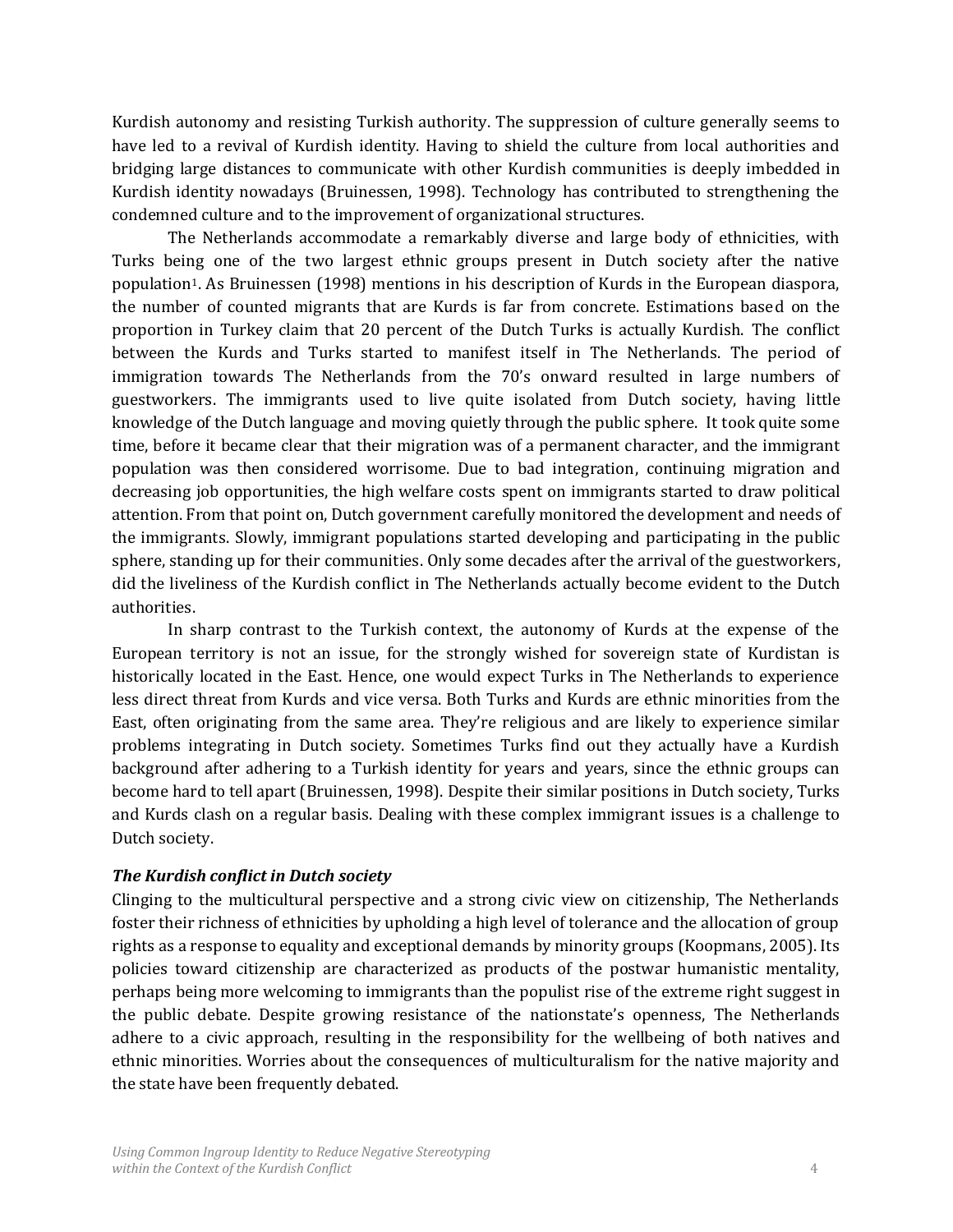Kurdish autonomy and resisting Turkish authority. The suppression of culture generally seems to have led to a revival of Kurdish identity. Having to shield the culture from local authorities and bridging large distances to communicate with other Kurdish communities is deeply imbedded in Kurdish identity nowadays (Bruinessen, 1998). Technology has contributed to strengthening the condemned culture and to the improvement of organizational structures.

The Netherlands accommodate a remarkably diverse and large body of ethnicities, with Turks being one of the two largest ethnic groups present in Dutch society after the native population[1]. As Bruinessen (1998) mentions in his description of Kurds in the European diaspora, the number of counted migrants that are Kurds is far from concrete. Estimations based on the proportion in Turkey claim that 20 percent of the Dutch Turks is actually Kurdish. The conflict between the Kurds and Turks started to manifest itself in The Netherlands. The period of immigration towards The Netherlands from the 70's onward resulted in large numbers of guestworkers. The immigrants used to live quite isolated from Dutch society, having little knowledge of the Dutch language and moving quietly through the public sphere. It took quite some time, before it became clear that their migration was of a permanent character, and the immigrant population was then considered worrisome. Due to bad integration, continuing migration and decreasing job opportunities, the high welfare costs spent on immigrants started to draw political attention. From that point on, Dutch government carefully monitored the development and needs of the immigrants. Slowly, immigrant populations started developing and participating in the public sphere, standing up for their communities. Only some decades after the arrival of the guestworkers, did the liveliness of the Kurdish conflict in The Netherlands actually become evident to the Dutch authorities.

In sharp contrast to the Turkish context, the autonomy of Kurds at the expense of the European territory is not an issue, for the strongly wished for sovereign state of Kurdistan is historically located in the East. Hence, one would expect Turks in The Netherlands to experience less direct threat from Kurds and vice versa. Both Turks and Kurds are ethnic minorities from the East, often originating from the same area. They're religious and are likely to experience similar problems integrating in Dutch society. Sometimes Turks find out they actually have a Kurdish background after adhering to a Turkish identity for years and years, since the ethnic groups can become hard to tell apart (Bruinessen, 1998). Despite their similar positions in Dutch society, Turks and Kurds clash on a regular basis. Dealing with these complex immigrant issues is a challenge to Dutch society.

### *The Kurdish conflict in Dutch society*

Clinging to the multicultural perspective and a strong civic view on citizenship, The Netherlands foster their richness of ethnicities by upholding a high level of tolerance and the allocation of group rights as a response to equality and exceptional demands by minority groups (Koopmans, 2005). Its policies toward citizenship are characterized as products of the postwar humanistic mentality, perhaps being more welcoming to immigrants than the populist rise of the extreme right suggest in the public debate. Despite growing resistance of the nationstate's openness, The Netherlands adhere to a civic approach, resulting in the responsibility for the wellbeing of both natives and ethnic minorities. Worries about the consequences of multiculturalism for the native majority and the state have been frequently debated.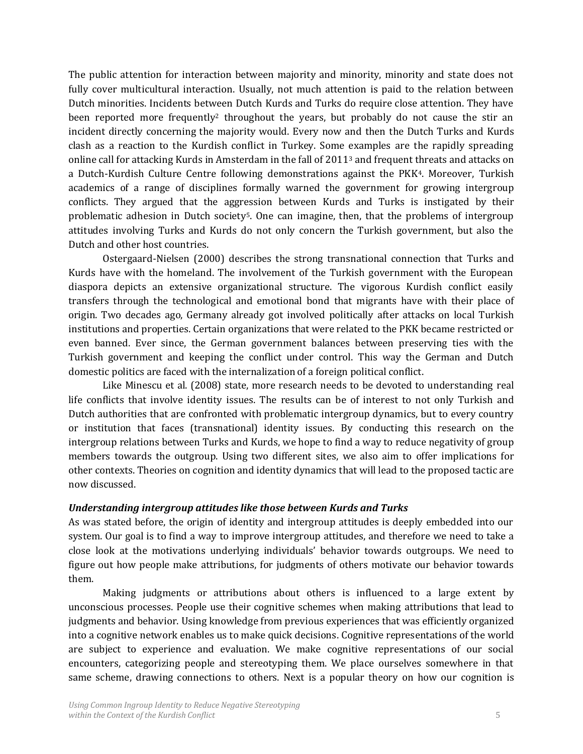The public attention for interaction between majority and minority, minority and state does not fully cover multicultural interaction. Usually, not much attention is paid to the relation between Dutch minorities. Incidents between Dutch Kurds and Turks do require close attention. They have been reported more frequently[2] throughout the years, but probably do not cause the stir an incident directly concerning the majority would. Every now and then the Dutch Turks and Kurds clash as a reaction to the Kurdish conflict in Turkey. Some examples are the rapidly spreading online call for attacking Kurds in Amsterdam in the fall of 2011[3] and frequent threats and attacks on a Dutch-Kurdish Culture Centre following demonstrations against the PKK[4]. Moreover, Turkish academics of a range of disciplines formally warned the government for growing intergroup conflicts. They argued that the aggression between Kurds and Turks is instigated by their problematic adhesion in Dutch society[5]. One can imagine, then, that the problems of intergroup attitudes involving Turks and Kurds do not only concern the Turkish government, but also the Dutch and other host countries.

Ostergaard-Nielsen (2000) describes the strong transnational connection that Turks and Kurds have with the homeland. The involvement of the Turkish government with the European diaspora depicts an extensive organizational structure. The vigorous Kurdish conflict easily transfers through the technological and emotional bond that migrants have with their place of origin. Two decades ago, Germany already got involved politically after attacks on local Turkish institutions and properties. Certain organizations that were related to the PKK became restricted or even banned. Ever since, the German government balances between preserving ties with the Turkish government and keeping the conflict under control. This way the German and Dutch domestic politics are faced with the internalization of a foreign political conflict.

Like Minescu et al. (2008) state, more research needs to be devoted to understanding real life conflicts that involve identity issues. The results can be of interest to not only Turkish and Dutch authorities that are confronted with problematic intergroup dynamics, but to every country or institution that faces (transnational) identity issues. By conducting this research on the intergroup relations between Turks and Kurds, we hope to find a way to reduce negativity of group members towards the outgroup. Using two different sites, we also aim to offer implications for other contexts. Theories on cognition and identity dynamics that will lead to the proposed tactic are now discussed.

***Understanding intergroup attitudes like those between Kurds and Turks***

As was stated before, the origin of identity and intergroup attitudes is deeply embedded into our system. Our goal is to find a way to improve intergroup attitudes, and therefore we need to take a close look at the motivations underlying individuals' behavior towards outgroups. We need to figure out how people make attributions, for judgments of others motivate our behavior towards them.

Making judgments or attributions about others is influenced to a large extent by unconscious processes. People use their cognitive schemes when making attributions that lead to judgments and behavior. Using knowledge from previous experiences that was efficiently organized into a cognitive network enables us to make quick decisions. Cognitive representations of the world are subject to experience and evaluation. We make cognitive representations of our social encounters, categorizing people and stereotyping them. We place ourselves somewhere in that same scheme, drawing connections to others. Next is a popular theory on how our cognition is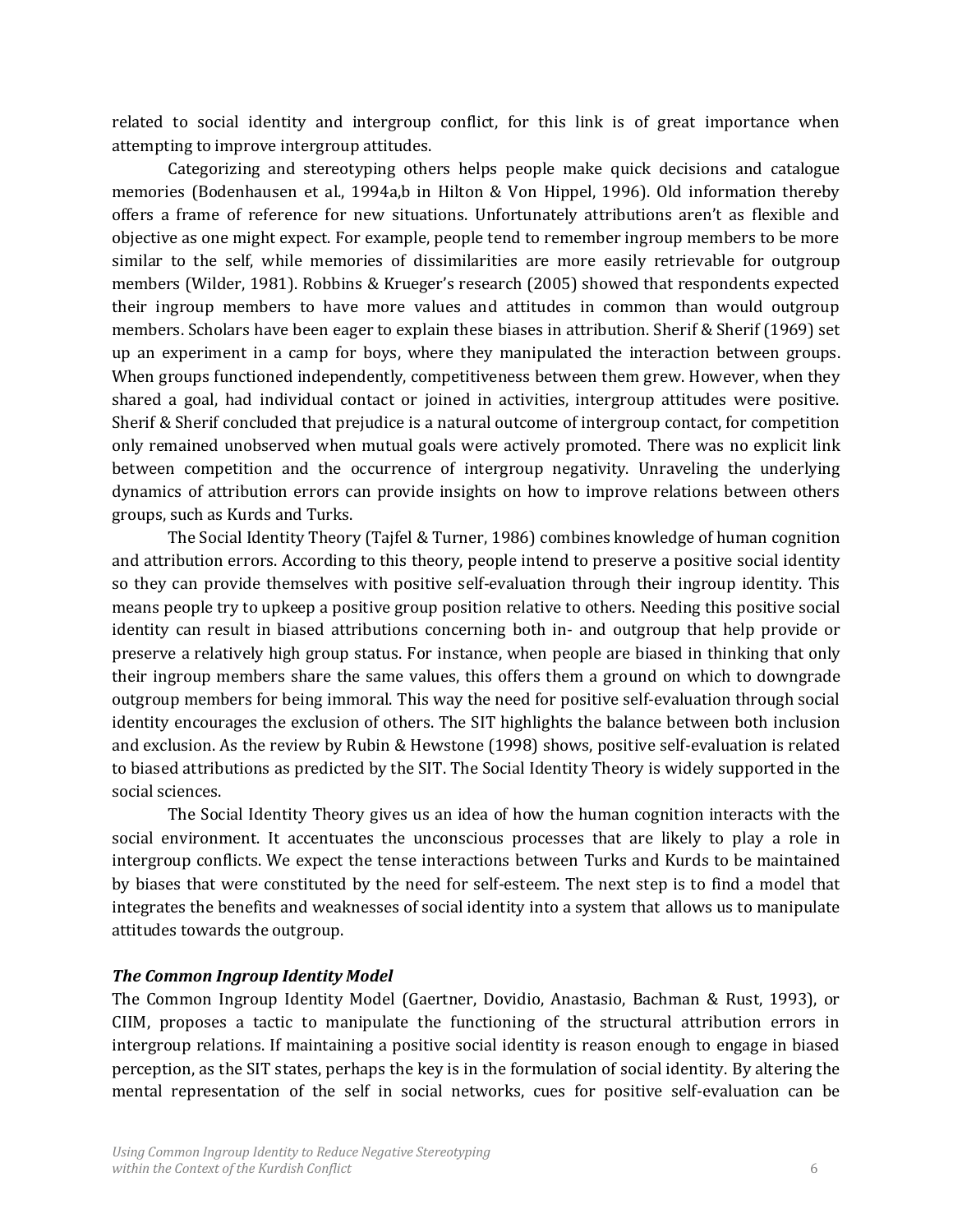related to social identity and intergroup conflict, for this link is of great importance when attempting to improve intergroup attitudes.

Categorizing and stereotyping others helps people make quick decisions and catalogue memories (Bodenhausen et al., 1994a,b in Hilton & Von Hippel, 1996). Old information thereby offers a frame of reference for new situations. Unfortunately attributions aren't as flexible and objective as one might expect. For example, people tend to remember ingroup members to be more similar to the self, while memories of dissimilarities are more easily retrievable for outgroup members (Wilder, 1981). Robbins & Krueger's research (2005) showed that respondents expected their ingroup members to have more values and attitudes in common than would outgroup members. Scholars have been eager to explain these biases in attribution. Sherif & Sherif (1969) set up an experiment in a camp for boys, where they manipulated the interaction between groups. When groups functioned independently, competitiveness between them grew. However, when they shared a goal, had individual contact or joined in activities, intergroup attitudes were positive. Sherif & Sherif concluded that prejudice is a natural outcome of intergroup contact, for competition only remained unobserved when mutual goals were actively promoted. There was no explicit link between competition and the occurrence of intergroup negativity. Unraveling the underlying dynamics of attribution errors can provide insights on how to improve relations between others groups, such as Kurds and Turks.

The Social Identity Theory (Tajfel & Turner, 1986) combines knowledge of human cognition and attribution errors. According to this theory, people intend to preserve a positive social identity so they can provide themselves with positive self-evaluation through their ingroup identity. This means people try to upkeep a positive group position relative to others. Needing this positive social identity can result in biased attributions concerning both in- and outgroup that help provide or preserve a relatively high group status. For instance, when people are biased in thinking that only their ingroup members share the same values, this offers them a ground on which to downgrade outgroup members for being immoral. This way the need for positive self-evaluation through social identity encourages the exclusion of others. The SIT highlights the balance between both inclusion and exclusion. As the review by Rubin & Hewstone (1998) shows, positive self-evaluation is related to biased attributions as predicted by the SIT. The Social Identity Theory is widely supported in the social sciences.

The Social Identity Theory gives us an idea of how the human cognition interacts with the social environment. It accentuates the unconscious processes that are likely to play a role in intergroup conflicts. We expect the tense interactions between Turks and Kurds to be maintained by biases that were constituted by the need for self-esteem. The next step is to find a model that integrates the benefits and weaknesses of social identity into a system that allows us to manipulate attitudes towards the outgroup.

### *The Common Ingroup Identity Model*

The Common Ingroup Identity Model (Gaertner, Dovidio, Anastasio, Bachman & Rust, 1993), or CIIM, proposes a tactic to manipulate the functioning of the structural attribution errors in intergroup relations. If maintaining a positive social identity is reason enough to engage in biased perception, as the SIT states, perhaps the key is in the formulation of social identity. By altering the mental representation of the self in social networks, cues for positive self-evaluation can be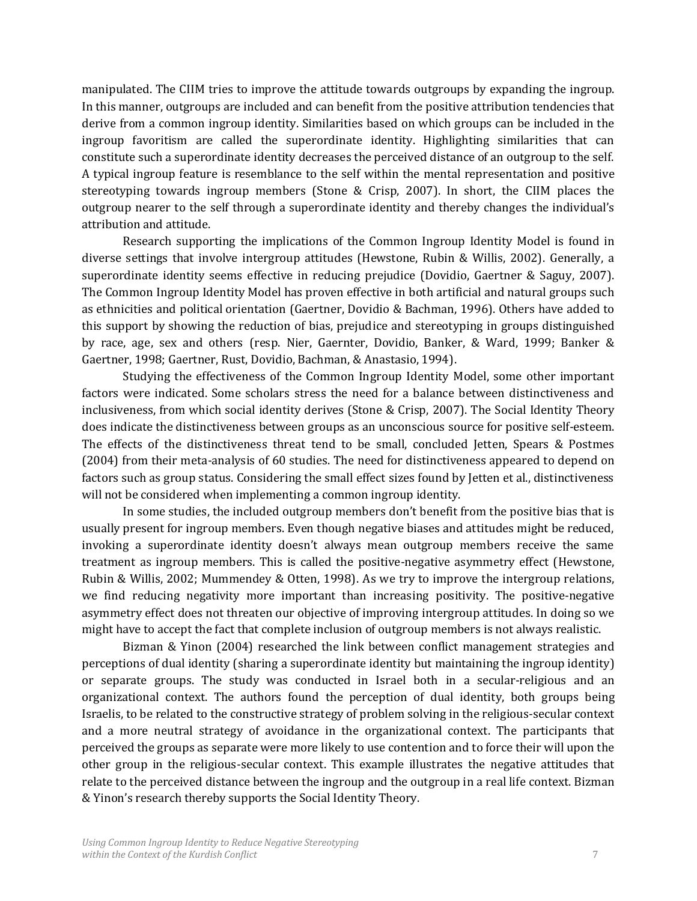manipulated. The CIIM tries to improve the attitude towards outgroups by expanding the ingroup. In this manner, outgroups are included and can benefit from the positive attribution tendencies that derive from a common ingroup identity. Similarities based on which groups can be included in the ingroup favoritism are called the superordinate identity. Highlighting similarities that can constitute such a superordinate identity decreases the perceived distance of an outgroup to the self. A typical ingroup feature is resemblance to the self within the mental representation and positive stereotyping towards ingroup members (Stone & Crisp, 2007). In short, the CIIM places the outgroup nearer to the self through a superordinate identity and thereby changes the individual's attribution and attitude.

Research supporting the implications of the Common Ingroup Identity Model is found in diverse settings that involve intergroup attitudes (Hewstone, Rubin & Willis, 2002). Generally, a superordinate identity seems effective in reducing prejudice (Dovidio, Gaertner & Saguy, 2007). The Common Ingroup Identity Model has proven effective in both artificial and natural groups such as ethnicities and political orientation (Gaertner, Dovidio & Bachman, 1996). Others have added to this support by showing the reduction of bias, prejudice and stereotyping in groups distinguished by race, age, sex and others (resp. Nier, Gaernter, Dovidio, Banker, & Ward, 1999; Banker & Gaertner, 1998; Gaertner, Rust, Dovidio, Bachman, & Anastasio, 1994).

Studying the effectiveness of the Common Ingroup Identity Model, some other important factors were indicated. Some scholars stress the need for a balance between distinctiveness and inclusiveness, from which social identity derives (Stone & Crisp, 2007). The Social Identity Theory does indicate the distinctiveness between groups as an unconscious source for positive self-esteem. The effects of the distinctiveness threat tend to be small, concluded Jetten, Spears & Postmes (2004) from their meta-analysis of 60 studies. The need for distinctiveness appeared to depend on factors such as group status. Considering the small effect sizes found by Jetten et al., distinctiveness will not be considered when implementing a common ingroup identity.

In some studies, the included outgroup members don't benefit from the positive bias that is usually present for ingroup members. Even though negative biases and attitudes might be reduced, invoking a superordinate identity doesn't always mean outgroup members receive the same treatment as ingroup members. This is called the positive-negative asymmetry effect (Hewstone, Rubin & Willis, 2002; Mummendey & Otten, 1998). As we try to improve the intergroup relations, we find reducing negativity more important than increasing positivity. The positive-negative asymmetry effect does not threaten our objective of improving intergroup attitudes. In doing so we might have to accept the fact that complete inclusion of outgroup members is not always realistic.

Bizman & Yinon (2004) researched the link between conflict management strategies and perceptions of dual identity (sharing a superordinate identity but maintaining the ingroup identity) or separate groups. The study was conducted in Israel both in a secular-religious and an organizational context. The authors found the perception of dual identity, both groups being Israelis, to be related to the constructive strategy of problem solving in the religious-secular context and a more neutral strategy of avoidance in the organizational context. The participants that perceived the groups as separate were more likely to use contention and to force their will upon the other group in the religious-secular context. This example illustrates the negative attitudes that relate to the perceived distance between the ingroup and the outgroup in a real life context. Bizman & Yinon's research thereby supports the Social Identity Theory.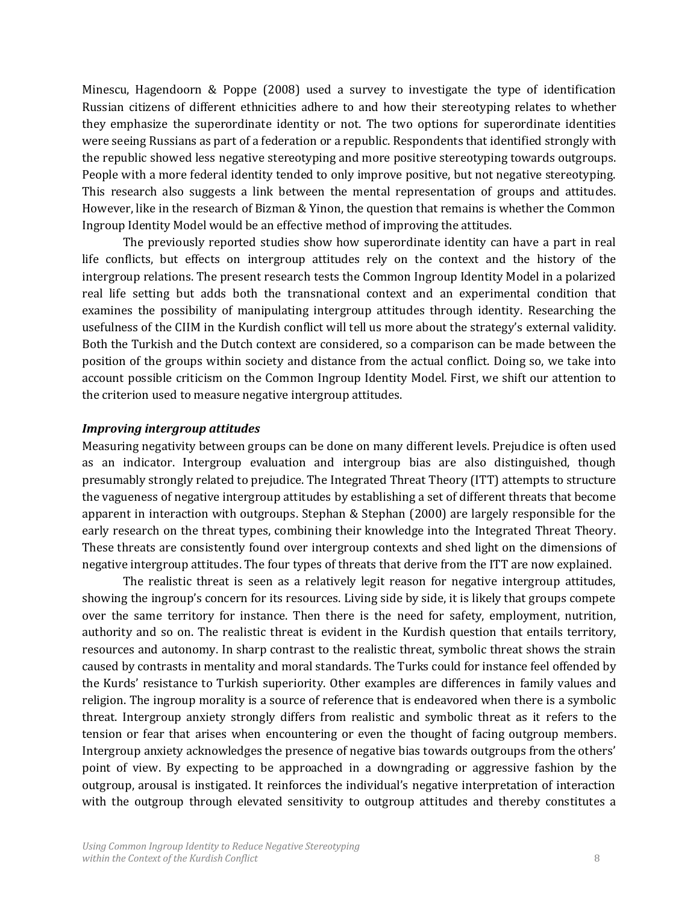Minescu, Hagendoorn & Poppe (2008) used a survey to investigate the type of identification Russian citizens of different ethnicities adhere to and how their stereotyping relates to whether they emphasize the superordinate identity or not. The two options for superordinate identities were seeing Russians as part of a federation or a republic. Respondents that identified strongly with the republic showed less negative stereotyping and more positive stereotyping towards outgroups. People with a more federal identity tended to only improve positive, but not negative stereotyping. This research also suggests a link between the mental representation of groups and attitudes. However, like in the research of Bizman & Yinon, the question that remains is whether the Common Ingroup Identity Model would be an effective method of improving the attitudes.

The previously reported studies show how superordinate identity can have a part in real life conflicts, but effects on intergroup attitudes rely on the context and the history of the intergroup relations. The present research tests the Common Ingroup Identity Model in a polarized real life setting but adds both the transnational context and an experimental condition that examines the possibility of manipulating intergroup attitudes through identity. Researching the usefulness of the CIIM in the Kurdish conflict will tell us more about the strategy's external validity. Both the Turkish and the Dutch context are considered, so a comparison can be made between the position of the groups within society and distance from the actual conflict. Doing so, we take into account possible criticism on the Common Ingroup Identity Model. First, we shift our attention to the criterion used to measure negative intergroup attitudes.

### *Improving intergroup attitudes*

Measuring negativity between groups can be done on many different levels. Prejudice is often used as an indicator. Intergroup evaluation and intergroup bias are also distinguished, though presumably strongly related to prejudice. The Integrated Threat Theory (ITT) attempts to structure the vagueness of negative intergroup attitudes by establishing a set of different threats that become apparent in interaction with outgroups. Stephan & Stephan (2000) are largely responsible for the early research on the threat types, combining their knowledge into the Integrated Threat Theory. These threats are consistently found over intergroup contexts and shed light on the dimensions of negative intergroup attitudes. The four types of threats that derive from the ITT are now explained.

The realistic threat is seen as a relatively legit reason for negative intergroup attitudes, showing the ingroup's concern for its resources. Living side by side, it is likely that groups compete over the same territory for instance. Then there is the need for safety, employment, nutrition, authority and so on. The realistic threat is evident in the Kurdish question that entails territory, resources and autonomy. In sharp contrast to the realistic threat, symbolic threat shows the strain caused by contrasts in mentality and moral standards. The Turks could for instance feel offended by the Kurds' resistance to Turkish superiority. Other examples are differences in family values and religion. The ingroup morality is a source of reference that is endeavored when there is a symbolic threat. Intergroup anxiety strongly differs from realistic and symbolic threat as it refers to the tension or fear that arises when encountering or even the thought of facing outgroup members. Intergroup anxiety acknowledges the presence of negative bias towards outgroups from the others' point of view. By expecting to be approached in a downgrading or aggressive fashion by the outgroup, arousal is instigated. It reinforces the individual's negative interpretation of interaction with the outgroup through elevated sensitivity to outgroup attitudes and thereby constitutes a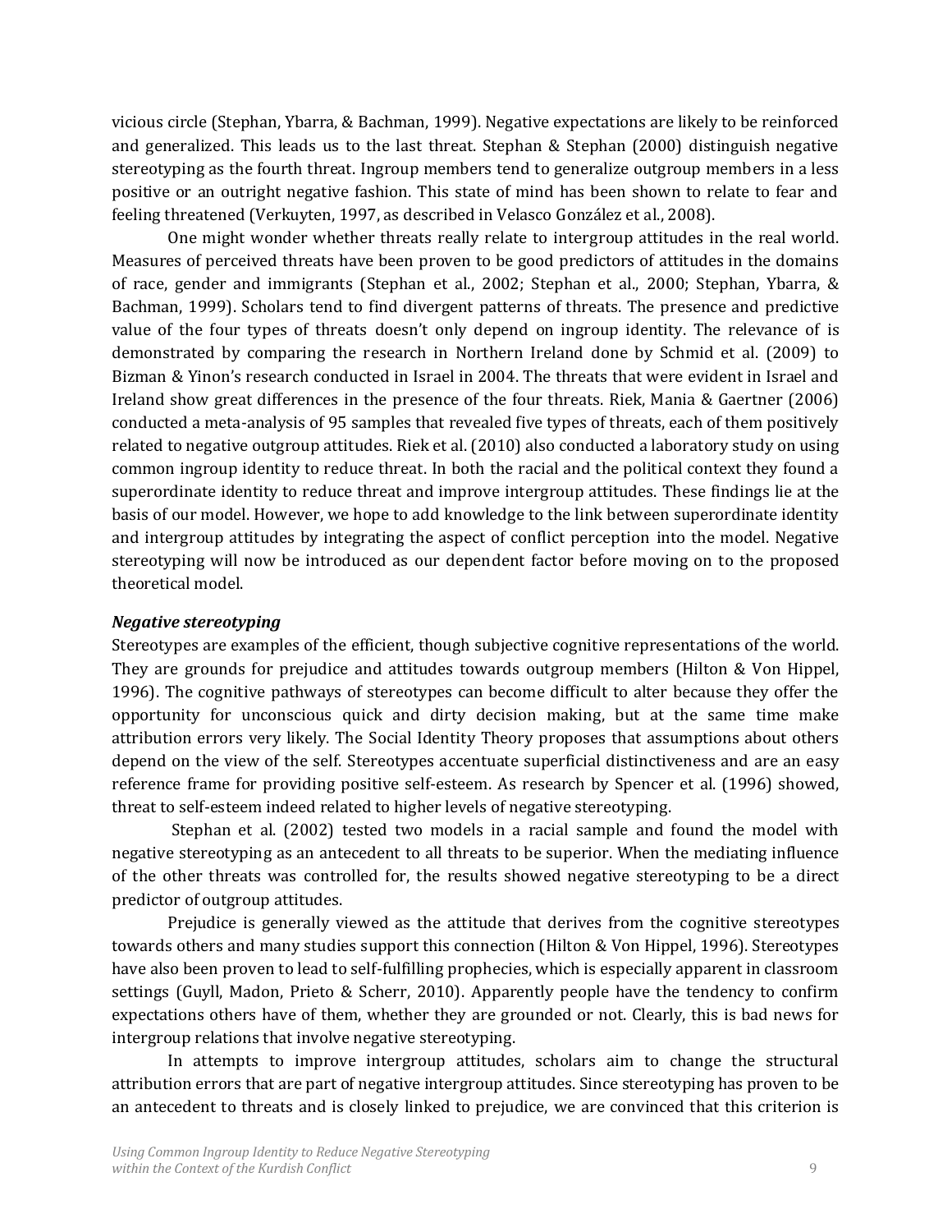vicious circle (Stephan, Ybarra, & Bachman, 1999). Negative expectations are likely to be reinforced and generalized. This leads us to the last threat. Stephan & Stephan (2000) distinguish negative stereotyping as the fourth threat. Ingroup members tend to generalize outgroup members in a less positive or an outright negative fashion. This state of mind has been shown to relate to fear and feeling threatened (Verkuyten, 1997, as described in Velasco González et al., 2008).

One might wonder whether threats really relate to intergroup attitudes in the real world. Measures of perceived threats have been proven to be good predictors of attitudes in the domains of race, gender and immigrants (Stephan et al., 2002; Stephan et al., 2000; Stephan, Ybarra, & Bachman, 1999). Scholars tend to find divergent patterns of threats. The presence and predictive value of the four types of threats doesn't only depend on ingroup identity. The relevance of is demonstrated by comparing the research in Northern Ireland done by Schmid et al. (2009) to Bizman & Yinon's research conducted in Israel in 2004. The threats that were evident in Israel and Ireland show great differences in the presence of the four threats. Riek, Mania & Gaertner (2006) conducted a meta-analysis of 95 samples that revealed five types of threats, each of them positively related to negative outgroup attitudes. Riek et al. (2010) also conducted a laboratory study on using common ingroup identity to reduce threat. In both the racial and the political context they found a superordinate identity to reduce threat and improve intergroup attitudes. These findings lie at the basis of our model. However, we hope to add knowledge to the link between superordinate identity and intergroup attitudes by integrating the aspect of conflict perception into the model. Negative stereotyping will now be introduced as our dependent factor before moving on to the proposed theoretical model.

### *Negative stereotyping*

Stereotypes are examples of the efficient, though subjective cognitive representations of the world. They are grounds for prejudice and attitudes towards outgroup members (Hilton & Von Hippel, 1996). The cognitive pathways of stereotypes can become difficult to alter because they offer the opportunity for unconscious quick and dirty decision making, but at the same time make attribution errors very likely. The Social Identity Theory proposes that assumptions about others depend on the view of the self. Stereotypes accentuate superficial distinctiveness and are an easy reference frame for providing positive self-esteem. As research by Spencer et al. (1996) showed, threat to self-esteem indeed related to higher levels of negative stereotyping.

Stephan et al. (2002) tested two models in a racial sample and found the model with negative stereotyping as an antecedent to all threats to be superior. When the mediating influence of the other threats was controlled for, the results showed negative stereotyping to be a direct predictor of outgroup attitudes.

Prejudice is generally viewed as the attitude that derives from the cognitive stereotypes towards others and many studies support this connection (Hilton & Von Hippel, 1996). Stereotypes have also been proven to lead to self-fulfilling prophecies, which is especially apparent in classroom settings (Guyll, Madon, Prieto & Scherr, 2010). Apparently people have the tendency to confirm expectations others have of them, whether they are grounded or not. Clearly, this is bad news for intergroup relations that involve negative stereotyping.

In attempts to improve intergroup attitudes, scholars aim to change the structural attribution errors that are part of negative intergroup attitudes. Since stereotyping has proven to be an antecedent to threats and is closely linked to prejudice, we are convinced that this criterion is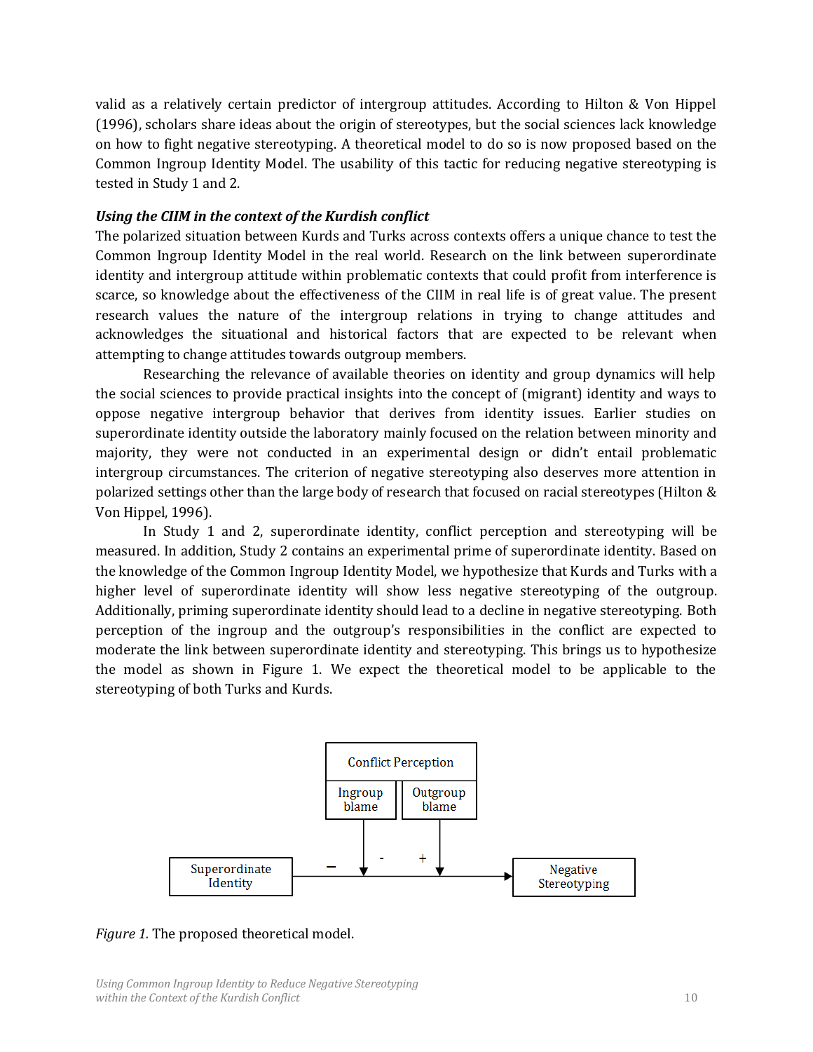valid as a relatively certain predictor of intergroup attitudes. According to Hilton & Von Hippel (1996), scholars share ideas about the origin of stereotypes, but the social sciences lack knowledge on how to fight negative stereotyping. A theoretical model to do so is now proposed based on the Common Ingroup Identity Model. The usability of this tactic for reducing negative stereotyping is tested in Study 1 and 2.

***Using the CIIM in the context of the Kurdish conflict***

The polarized situation between Kurds and Turks across contexts offers a unique chance to test the Common Ingroup Identity Model in the real world. Research on the link between superordinate identity and intergroup attitude within problematic contexts that could profit from interference is scarce, so knowledge about the effectiveness of the CIIM in real life is of great value. The present research values the nature of the intergroup relations in trying to change attitudes and acknowledges the situational and historical factors that are expected to be relevant when attempting to change attitudes towards outgroup members.

Researching the relevance of available theories on identity and group dynamics will help the social sciences to provide practical insights into the concept of (migrant) identity and ways to oppose negative intergroup behavior that derives from identity issues. Earlier studies on superordinate identity outside the laboratory mainly focused on the relation between minority and majority, they were not conducted in an experimental design or didn't entail problematic intergroup circumstances. The criterion of negative stereotyping also deserves more attention in polarized settings other than the large body of research that focused on racial stereotypes (Hilton & Von Hippel, 1996).

In Study 1 and 2, superordinate identity, conflict perception and stereotyping will be measured. In addition, Study 2 contains an experimental prime of superordinate identity. Based on the knowledge of the Common Ingroup Identity Model, we hypothesize that Kurds and Turks with a higher level of superordinate identity will show less negative stereotyping of the outgroup. Additionally, priming superordinate identity should lead to a decline in negative stereotyping. Both perception of the ingroup and the outgroup's responsibilities in the conflict are expected to moderate the link between superordinate identity and stereotyping. This brings us to hypothesize the model as shown in Figure 1. We expect the theoretical model to be applicable to the stereotyping of both Turks and Kurds.

```
                    Conflict Perception
                 Ingroup blame | Outgroup blame
                       |              |
                     - |            + |
Superordinate  ---------v--------------v--------->  Negative
Identity        –                                  Stereotyping
```

*Figure 1.* The proposed theoretical model.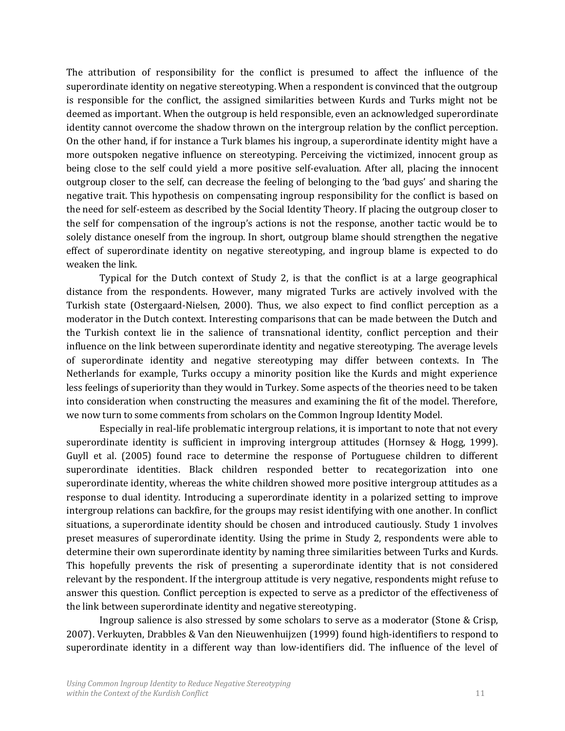The attribution of responsibility for the conflict is presumed to affect the influence of the superordinate identity on negative stereotyping. When a respondent is convinced that the outgroup is responsible for the conflict, the assigned similarities between Kurds and Turks might not be deemed as important. When the outgroup is held responsible, even an acknowledged superordinate identity cannot overcome the shadow thrown on the intergroup relation by the conflict perception. On the other hand, if for instance a Turk blames his ingroup, a superordinate identity might have a more outspoken negative influence on stereotyping. Perceiving the victimized, innocent group as being close to the self could yield a more positive self-evaluation. After all, placing the innocent outgroup closer to the self, can decrease the feeling of belonging to the 'bad guys' and sharing the negative trait. This hypothesis on compensating ingroup responsibility for the conflict is based on the need for self-esteem as described by the Social Identity Theory. If placing the outgroup closer to the self for compensation of the ingroup's actions is not the response, another tactic would be to solely distance oneself from the ingroup. In short, outgroup blame should strengthen the negative effect of superordinate identity on negative stereotyping, and ingroup blame is expected to do weaken the link.

Typical for the Dutch context of Study 2, is that the conflict is at a large geographical distance from the respondents. However, many migrated Turks are actively involved with the Turkish state (Ostergaard-Nielsen, 2000). Thus, we also expect to find conflict perception as a moderator in the Dutch context. Interesting comparisons that can be made between the Dutch and the Turkish context lie in the salience of transnational identity, conflict perception and their influence on the link between superordinate identity and negative stereotyping. The average levels of superordinate identity and negative stereotyping may differ between contexts. In The Netherlands for example, Turks occupy a minority position like the Kurds and might experience less feelings of superiority than they would in Turkey. Some aspects of the theories need to be taken into consideration when constructing the measures and examining the fit of the model. Therefore, we now turn to some comments from scholars on the Common Ingroup Identity Model.

Especially in real-life problematic intergroup relations, it is important to note that not every superordinate identity is sufficient in improving intergroup attitudes (Hornsey & Hogg, 1999). Guyll et al. (2005) found race to determine the response of Portuguese children to different superordinate identities. Black children responded better to recategorization into one superordinate identity, whereas the white children showed more positive intergroup attitudes as a response to dual identity. Introducing a superordinate identity in a polarized setting to improve intergroup relations can backfire, for the groups may resist identifying with one another. In conflict situations, a superordinate identity should be chosen and introduced cautiously. Study 1 involves preset measures of superordinate identity. Using the prime in Study 2, respondents were able to determine their own superordinate identity by naming three similarities between Turks and Kurds. This hopefully prevents the risk of presenting a superordinate identity that is not considered relevant by the respondent. If the intergroup attitude is very negative, respondents might refuse to answer this question. Conflict perception is expected to serve as a predictor of the effectiveness of the link between superordinate identity and negative stereotyping.

Ingroup salience is also stressed by some scholars to serve as a moderator (Stone & Crisp, 2007). Verkuyten, Drabbles & Van den Nieuwenhuijzen (1999) found high-identifiers to respond to superordinate identity in a different way than low-identifiers did. The influence of the level of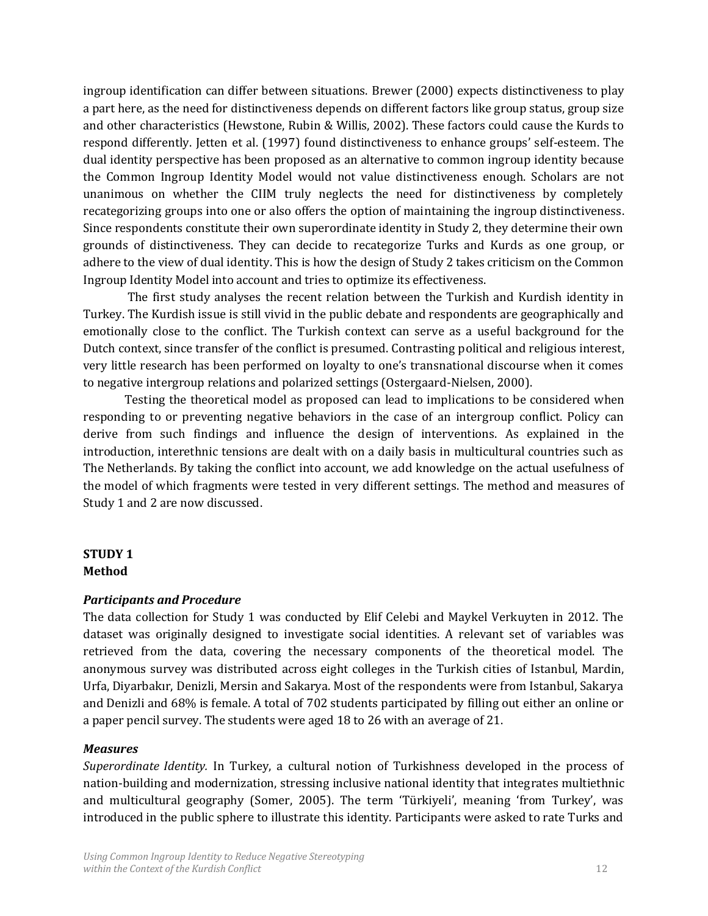ingroup identification can differ between situations. Brewer (2000) expects distinctiveness to play a part here, as the need for distinctiveness depends on different factors like group status, group size and other characteristics (Hewstone, Rubin & Willis, 2002). These factors could cause the Kurds to respond differently. Jetten et al. (1997) found distinctiveness to enhance groups' self-esteem. The dual identity perspective has been proposed as an alternative to common ingroup identity because the Common Ingroup Identity Model would not value distinctiveness enough. Scholars are not unanimous on whether the CIIM truly neglects the need for distinctiveness by completely recategorizing groups into one or also offers the option of maintaining the ingroup distinctiveness. Since respondents constitute their own superordinate identity in Study 2, they determine their own grounds of distinctiveness. They can decide to recategorize Turks and Kurds as one group, or adhere to the view of dual identity. This is how the design of Study 2 takes criticism on the Common Ingroup Identity Model into account and tries to optimize its effectiveness.

The first study analyses the recent relation between the Turkish and Kurdish identity in Turkey. The Kurdish issue is still vivid in the public debate and respondents are geographically and emotionally close to the conflict. The Turkish context can serve as a useful background for the Dutch context, since transfer of the conflict is presumed. Contrasting political and religious interest, very little research has been performed on loyalty to one's transnational discourse when it comes to negative intergroup relations and polarized settings (Ostergaard-Nielsen, 2000).

Testing the theoretical model as proposed can lead to implications to be considered when responding to or preventing negative behaviors in the case of an intergroup conflict. Policy can derive from such findings and influence the design of interventions. As explained in the introduction, interethnic tensions are dealt with on a daily basis in multicultural countries such as The Netherlands. By taking the conflict into account, we add knowledge on the actual usefulness of the model of which fragments were tested in very different settings. The method and measures of Study 1 and 2 are now discussed.

## STUDY 1

### Method

#### *Participants and Procedure*

The data collection for Study 1 was conducted by Elif Celebi and Maykel Verkuyten in 2012. The dataset was originally designed to investigate social identities. A relevant set of variables was retrieved from the data, covering the necessary components of the theoretical model. The anonymous survey was distributed across eight colleges in the Turkish cities of Istanbul, Mardin, Urfa, Diyarbakır, Denizli, Mersin and Sakarya. Most of the respondents were from Istanbul, Sakarya and Denizli and 68% is female. A total of 702 students participated by filling out either an online or a paper pencil survey. The students were aged 18 to 26 with an average of 21.

#### *Measures*

*Superordinate Identity.* In Turkey, a cultural notion of Turkishness developed in the process of nation-building and modernization, stressing inclusive national identity that integrates multiethnic and multicultural geography (Somer, 2005). The term 'Türkiyeli', meaning 'from Turkey', was introduced in the public sphere to illustrate this identity. Participants were asked to rate Turks and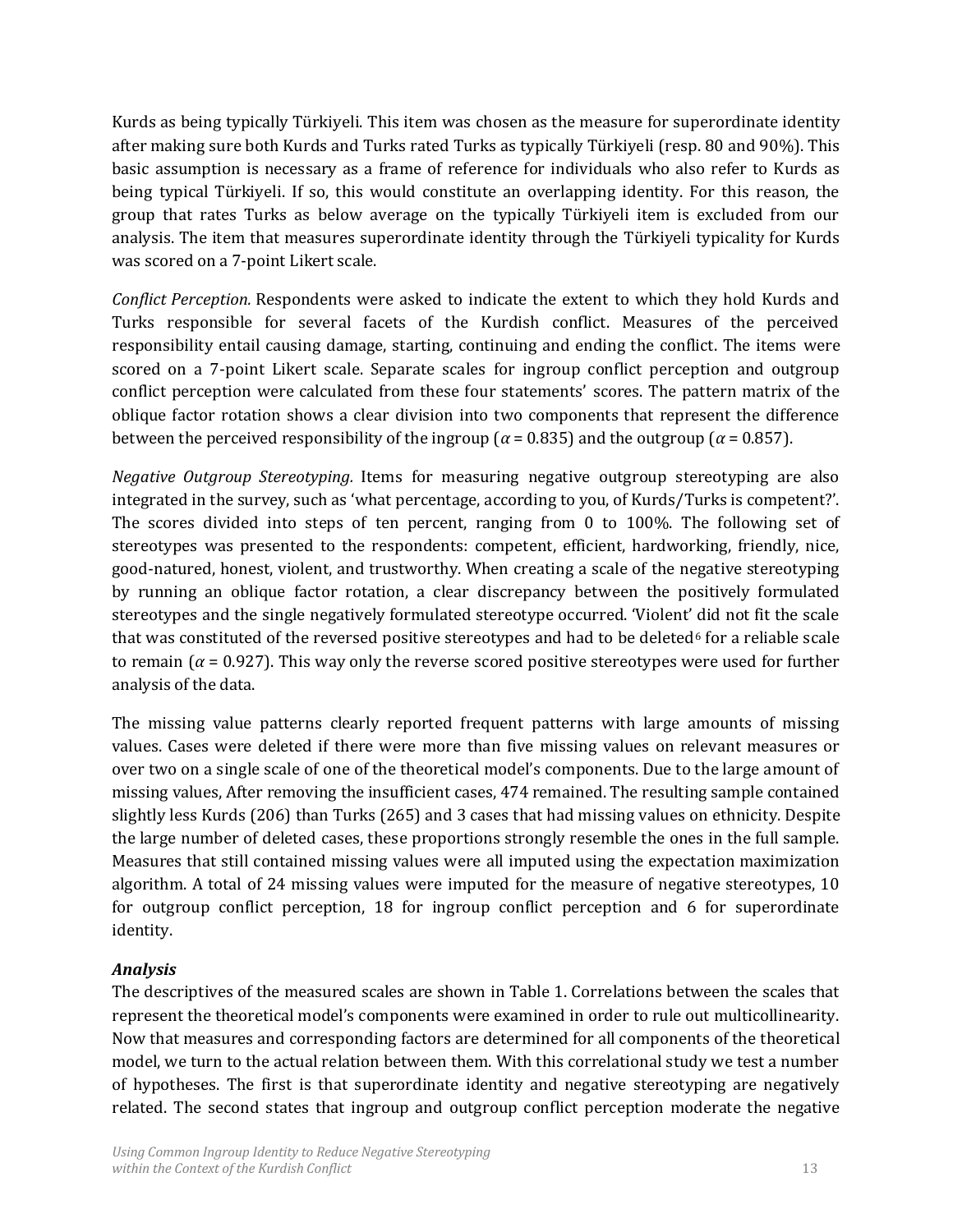Kurds as being typically Türkiyeli. This item was chosen as the measure for superordinate identity after making sure both Kurds and Turks rated Turks as typically Türkiyeli (resp. 80 and 90%). This basic assumption is necessary as a frame of reference for individuals who also refer to Kurds as being typical Türkiyeli. If so, this would constitute an overlapping identity. For this reason, the group that rates Turks as below average on the typically Türkiyeli item is excluded from our analysis. The item that measures superordinate identity through the Türkiyeli typicality for Kurds was scored on a 7-point Likert scale.

*Conflict Perception.* Respondents were asked to indicate the extent to which they hold Kurds and Turks responsible for several facets of the Kurdish conflict. Measures of the perceived responsibility entail causing damage, starting, continuing and ending the conflict. The items were scored on a 7-point Likert scale. Separate scales for ingroup conflict perception and outgroup conflict perception were calculated from these four statements' scores. The pattern matrix of the oblique factor rotation shows a clear division into two components that represent the difference between the perceived responsibility of the ingroup ($\alpha$ = 0.835) and the outgroup ($\alpha$ = 0.857).

*Negative Outgroup Stereotyping.* Items for measuring negative outgroup stereotyping are also integrated in the survey, such as 'what percentage, according to you, of Kurds/Turks is competent?'. The scores divided into steps of ten percent, ranging from 0 to 100%. The following set of stereotypes was presented to the respondents: competent, efficient, hardworking, friendly, nice, good-natured, honest, violent, and trustworthy. When creating a scale of the negative stereotyping by running an oblique factor rotation, a clear discrepancy between the positively formulated stereotypes and the single negatively formulated stereotype occurred. 'Violent' did not fit the scale that was constituted of the reversed positive stereotypes and had to be deleted[6] for a reliable scale to remain ($\alpha$ = 0.927). This way only the reverse scored positive stereotypes were used for further analysis of the data.

The missing value patterns clearly reported frequent patterns with large amounts of missing values. Cases were deleted if there were more than five missing values on relevant measures or over two on a single scale of one of the theoretical model's components. Due to the large amount of missing values, After removing the insufficient cases, 474 remained. The resulting sample contained slightly less Kurds (206) than Turks (265) and 3 cases that had missing values on ethnicity. Despite the large number of deleted cases, these proportions strongly resemble the ones in the full sample. Measures that still contained missing values were all imputed using the expectation maximization algorithm. A total of 24 missing values were imputed for the measure of negative stereotypes, 10 for outgroup conflict perception, 18 for ingroup conflict perception and 6 for superordinate identity.

### *Analysis*

The descriptives of the measured scales are shown in Table 1. Correlations between the scales that represent the theoretical model's components were examined in order to rule out multicollinearity. Now that measures and corresponding factors are determined for all components of the theoretical model, we turn to the actual relation between them. With this correlational study we test a number of hypotheses. The first is that superordinate identity and negative stereotyping are negatively related. The second states that ingroup and outgroup conflict perception moderate the negative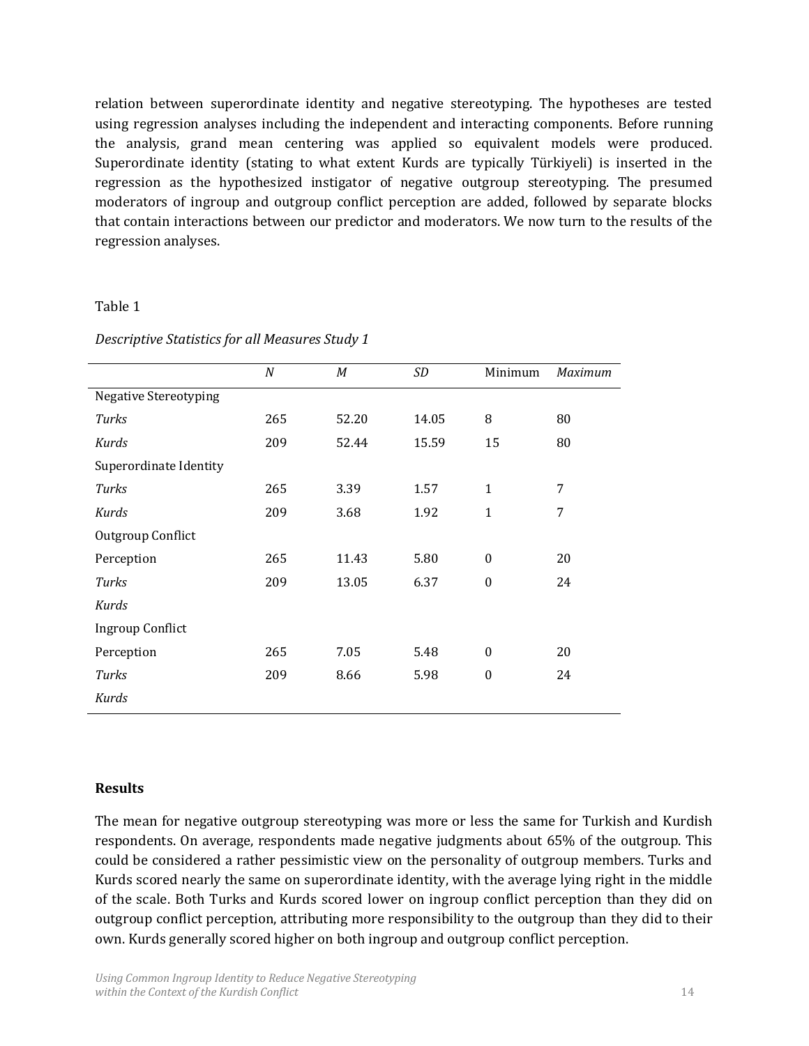relation between superordinate identity and negative stereotyping. The hypotheses are tested using regression analyses including the independent and interacting components. Before running the analysis, grand mean centering was applied so equivalent models were produced. Superordinate identity (stating to what extent Kurds are typically Türkiyeli) is inserted in the regression as the hypothesized instigator of negative outgroup stereotyping. The presumed moderators of ingroup and outgroup conflict perception are added, followed by separate blocks that contain interactions between our predictor and moderators. We now turn to the results of the regression analyses.

Table 1

*Descriptive Statistics for all Measures Study 1*

| | *N* | *M* | *SD* | Minimum | *Maximum* |
|---|---|---|---|---|---|
| Negative Stereotyping | | | | | |
| *Turks* | 265 | 52.20 | 14.05 | 8 | 80 |
| *Kurds* | 209 | 52.44 | 15.59 | 15 | 80 |
| Superordinate Identity | | | | | |
| *Turks* | 265 | 3.39 | 1.57 | 1 | 7 |
| *Kurds* | 209 | 3.68 | 1.92 | 1 | 7 |
| Outgroup Conflict | | | | | |
| Perception | 265 | 11.43 | 5.80 | 0 | 20 |
| *Turks* | 209 | 13.05 | 6.37 | 0 | 24 |
| *Kurds* | | | | | |
| Ingroup Conflict | | | | | |
| Perception | 265 | 7.05 | 5.48 | 0 | 20 |
| *Turks* | 209 | 8.66 | 5.98 | 0 | 24 |
| *Kurds* | | | | | |

## Results

The mean for negative outgroup stereotyping was more or less the same for Turkish and Kurdish respondents. On average, respondents made negative judgments about 65% of the outgroup. This could be considered a rather pessimistic view on the personality of outgroup members. Turks and Kurds scored nearly the same on superordinate identity, with the average lying right in the middle of the scale. Both Turks and Kurds scored lower on ingroup conflict perception than they did on outgroup conflict perception, attributing more responsibility to the outgroup than they did to their own. Kurds generally scored higher on both ingroup and outgroup conflict perception.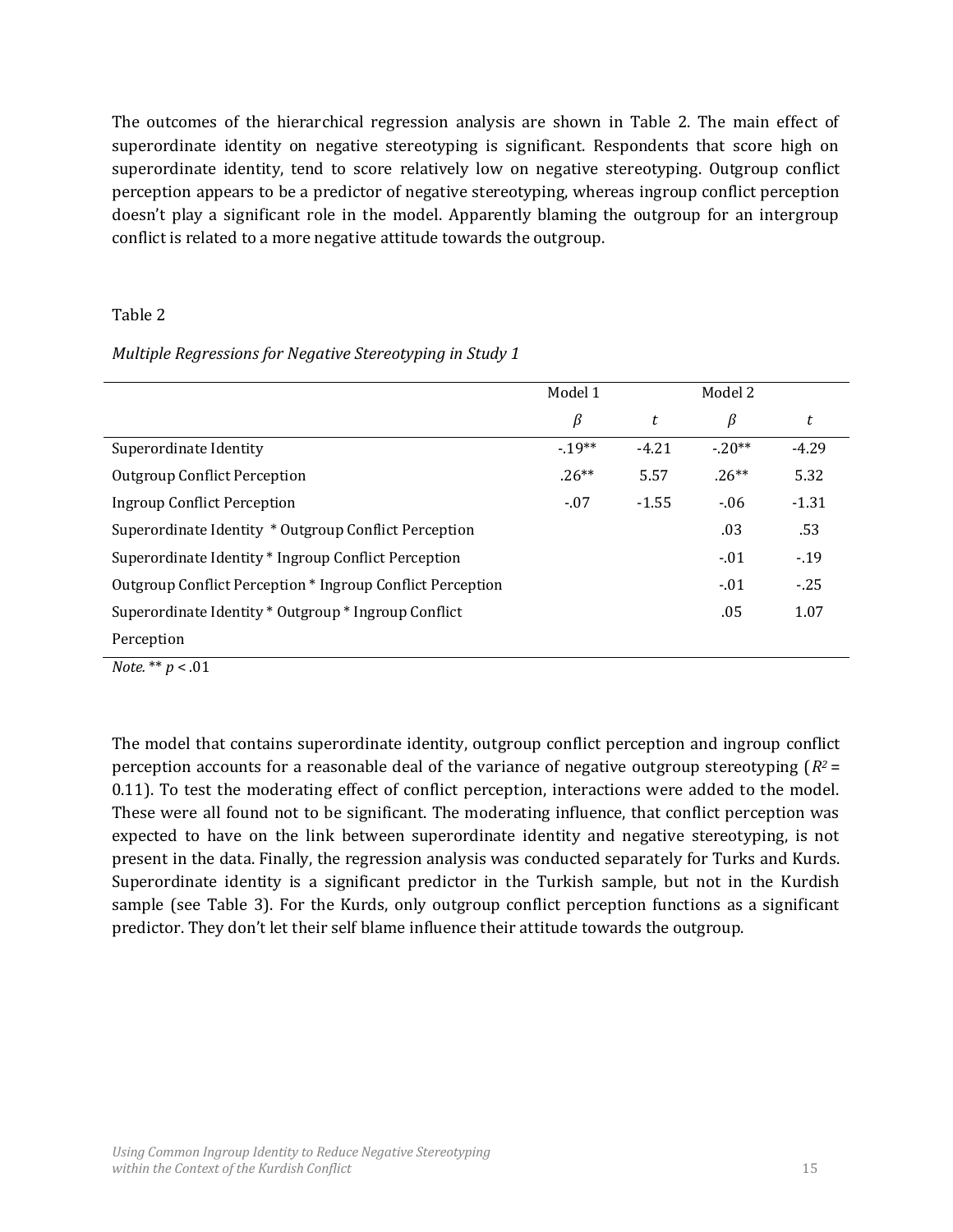The outcomes of the hierarchical regression analysis are shown in Table 2. The main effect of superordinate identity on negative stereotyping is significant. Respondents that score high on superordinate identity, tend to score relatively low on negative stereotyping. Outgroup conflict perception appears to be a predictor of negative stereotyping, whereas ingroup conflict perception doesn't play a significant role in the model. Apparently blaming the outgroup for an intergroup conflict is related to a more negative attitude towards the outgroup.

Table 2

*Multiple Regressions for Negative Stereotyping in Study 1*

| | Model 1 | | Model 2 | |
|---|---|---|---|---|
| | *β* | *t* | *β* | *t* |
| Superordinate Identity | -.19** | -4.21 | -.20** | -4.29 |
| Outgroup Conflict Perception | .26** | 5.57 | .26** | 5.32 |
| Ingroup Conflict Perception | -.07 | -1.55 | -.06 | -1.31 |
| Superordinate Identity * Outgroup Conflict Perception | | | .03 | .53 |
| Superordinate Identity * Ingroup Conflict Perception | | | -.01 | -.19 |
| Outgroup Conflict Perception * Ingroup Conflict Perception | | | -.01 | -.25 |
| Superordinate Identity * Outgroup * Ingroup Conflict Perception | | | .05 | 1.07 |

*Note.* ** $p < .01$

The model that contains superordinate identity, outgroup conflict perception and ingroup conflict perception accounts for a reasonable deal of the variance of negative outgroup stereotyping ($R^2$ = 0.11). To test the moderating effect of conflict perception, interactions were added to the model. These were all found not to be significant. The moderating influence, that conflict perception was expected to have on the link between superordinate identity and negative stereotyping, is not present in the data. Finally, the regression analysis was conducted separately for Turks and Kurds. Superordinate identity is a significant predictor in the Turkish sample, but not in the Kurdish sample (see Table 3). For the Kurds, only outgroup conflict perception functions as a significant predictor. They don't let their self blame influence their attitude towards the outgroup.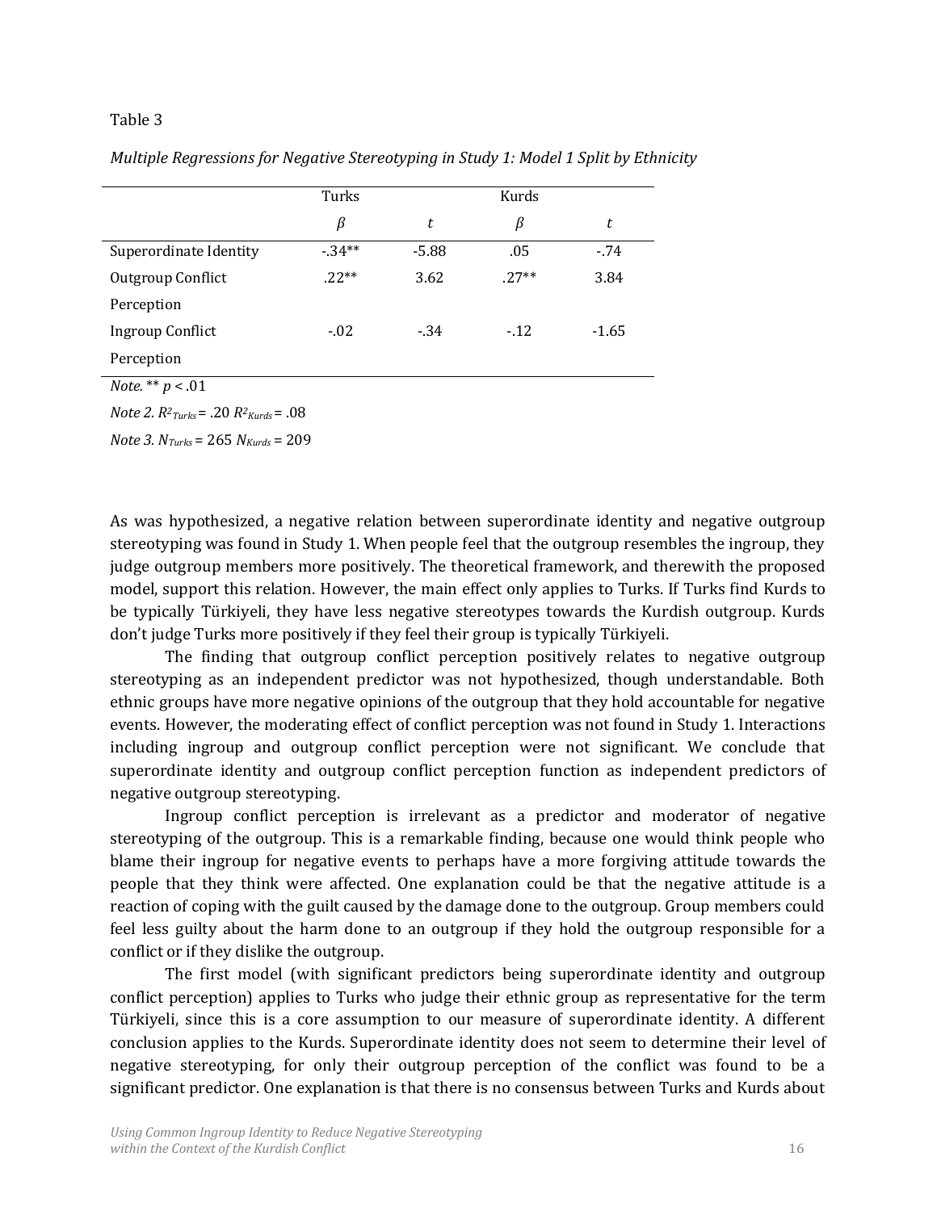Table 3

*Multiple Regressions for Negative Stereotyping in Study 1: Model 1 Split by Ethnicity*

| | Turks | | Kurds | |
|---|---|---|---|---|
| | *β* | *t* | *β* | *t* |
| Superordinate Identity | -.34** | -5.88 | .05 | -.74 |
| Outgroup Conflict Perception | .22** | 3.62 | .27** | 3.84 |
| Ingroup Conflict Perception | -.02 | -.34 | -.12 | -1.65 |

*Note.* ** $p < .01$

*Note 2.* $R^2_{Turks} = .20$ $R^2_{Kurds} = .08$

*Note 3.* $N_{Turks} = 265$ $N_{Kurds} = 209$

As was hypothesized, a negative relation between superordinate identity and negative outgroup stereotyping was found in Study 1. When people feel that the outgroup resembles the ingroup, they judge outgroup members more positively. The theoretical framework, and therewith the proposed model, support this relation. However, the main effect only applies to Turks. If Turks find Kurds to be typically Türkiyeli, they have less negative stereotypes towards the Kurdish outgroup. Kurds don't judge Turks more positively if they feel their group is typically Türkiyeli.

The finding that outgroup conflict perception positively relates to negative outgroup stereotyping as an independent predictor was not hypothesized, though understandable. Both ethnic groups have more negative opinions of the outgroup that they hold accountable for negative events. However, the moderating effect of conflict perception was not found in Study 1. Interactions including ingroup and outgroup conflict perception were not significant. We conclude that superordinate identity and outgroup conflict perception function as independent predictors of negative outgroup stereotyping.

Ingroup conflict perception is irrelevant as a predictor and moderator of negative stereotyping of the outgroup. This is a remarkable finding, because one would think people who blame their ingroup for negative events to perhaps have a more forgiving attitude towards the people that they think were affected. One explanation could be that the negative attitude is a reaction of coping with the guilt caused by the damage done to the outgroup. Group members could feel less guilty about the harm done to an outgroup if they hold the outgroup responsible for a conflict or if they dislike the outgroup.

The first model (with significant predictors being superordinate identity and outgroup conflict perception) applies to Turks who judge their ethnic group as representative for the term Türkiyeli, since this is a core assumption to our measure of superordinate identity. A different conclusion applies to the Kurds. Superordinate identity does not seem to determine their level of negative stereotyping, for only their outgroup perception of the conflict was found to be a significant predictor. One explanation is that there is no consensus between Turks and Kurds about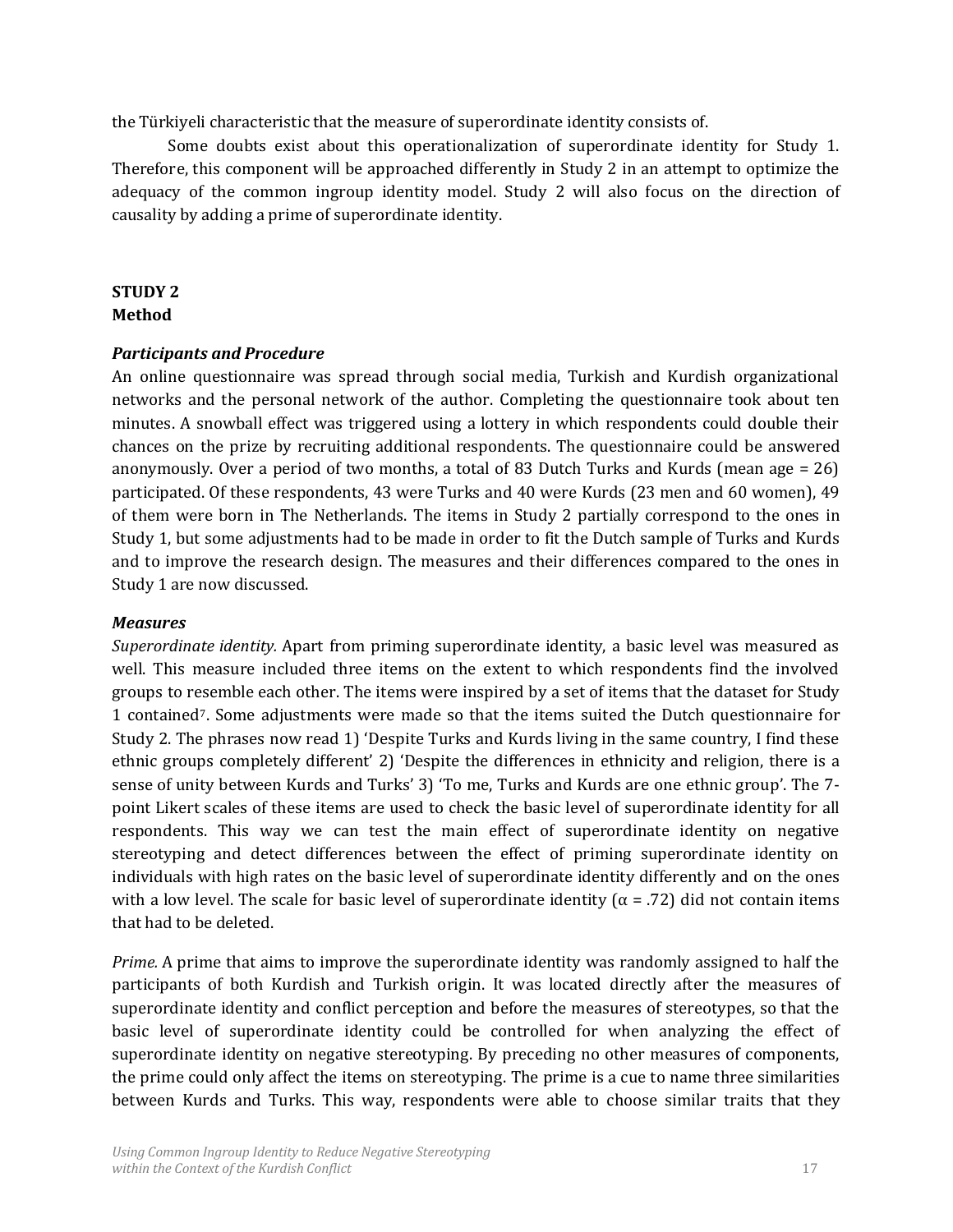the Türkiyeli characteristic that the measure of superordinate identity consists of.

Some doubts exist about this operationalization of superordinate identity for Study 1. Therefore, this component will be approached differently in Study 2 in an attempt to optimize the adequacy of the common ingroup identity model. Study 2 will also focus on the direction of causality by adding a prime of superordinate identity.

## STUDY 2

### Method

#### *Participants and Procedure*

An online questionnaire was spread through social media, Turkish and Kurdish organizational networks and the personal network of the author. Completing the questionnaire took about ten minutes. A snowball effect was triggered using a lottery in which respondents could double their chances on the prize by recruiting additional respondents. The questionnaire could be answered anonymously. Over a period of two months, a total of 83 Dutch Turks and Kurds (mean age = 26) participated. Of these respondents, 43 were Turks and 40 were Kurds (23 men and 60 women), 49 of them were born in The Netherlands. The items in Study 2 partially correspond to the ones in Study 1, but some adjustments had to be made in order to fit the Dutch sample of Turks and Kurds and to improve the research design. The measures and their differences compared to the ones in Study 1 are now discussed.

#### *Measures*

*Superordinate identity.* Apart from priming superordinate identity, a basic level was measured as well. This measure included three items on the extent to which respondents find the involved groups to resemble each other. The items were inspired by a set of items that the dataset for Study 1 contained[7]. Some adjustments were made so that the items suited the Dutch questionnaire for Study 2. The phrases now read 1) 'Despite Turks and Kurds living in the same country, I find these ethnic groups completely different' 2) 'Despite the differences in ethnicity and religion, there is a sense of unity between Kurds and Turks' 3) 'To me, Turks and Kurds are one ethnic group'. The 7-point Likert scales of these items are used to check the basic level of superordinate identity for all respondents. This way we can test the main effect of superordinate identity on negative stereotyping and detect differences between the effect of priming superordinate identity on individuals with high rates on the basic level of superordinate identity differently and on the ones with a low level. The scale for basic level of superordinate identity ($\alpha = .72$) did not contain items that had to be deleted.

*Prime.* A prime that aims to improve the superordinate identity was randomly assigned to half the participants of both Kurdish and Turkish origin. It was located directly after the measures of superordinate identity and conflict perception and before the measures of stereotypes, so that the basic level of superordinate identity could be controlled for when analyzing the effect of superordinate identity on negative stereotyping. By preceding no other measures of components, the prime could only affect the items on stereotyping. The prime is a cue to name three similarities between Kurds and Turks. This way, respondents were able to choose similar traits that they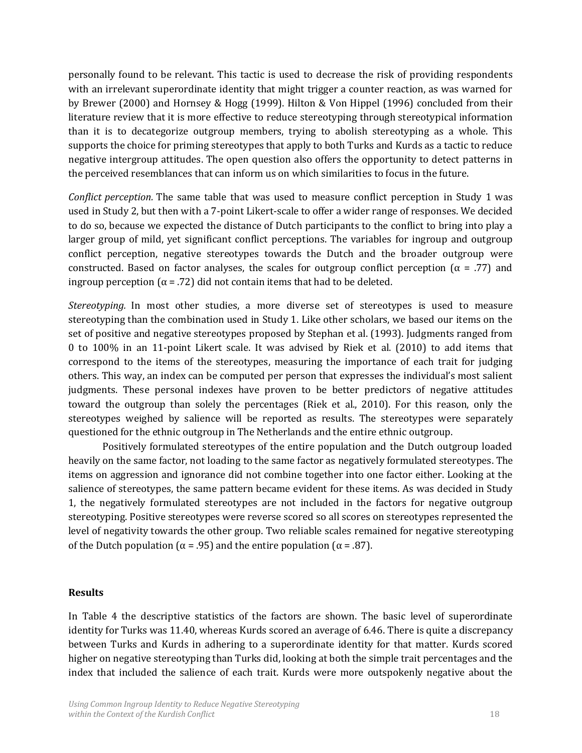personally found to be relevant. This tactic is used to decrease the risk of providing respondents with an irrelevant superordinate identity that might trigger a counter reaction, as was warned for by Brewer (2000) and Hornsey & Hogg (1999). Hilton & Von Hippel (1996) concluded from their literature review that it is more effective to reduce stereotyping through stereotypical information than it is to decategorize outgroup members, trying to abolish stereotyping as a whole. This supports the choice for priming stereotypes that apply to both Turks and Kurds as a tactic to reduce negative intergroup attitudes. The open question also offers the opportunity to detect patterns in the perceived resemblances that can inform us on which similarities to focus in the future.

*Conflict perception.* The same table that was used to measure conflict perception in Study 1 was used in Study 2, but then with a 7-point Likert-scale to offer a wider range of responses. We decided to do so, because we expected the distance of Dutch participants to the conflict to bring into play a larger group of mild, yet significant conflict perceptions. The variables for ingroup and outgroup conflict perception, negative stereotypes towards the Dutch and the broader outgroup were constructed. Based on factor analyses, the scales for outgroup conflict perception (α = .77) and ingroup perception (α = .72) did not contain items that had to be deleted.

*Stereotyping.* In most other studies, a more diverse set of stereotypes is used to measure stereotyping than the combination used in Study 1. Like other scholars, we based our items on the set of positive and negative stereotypes proposed by Stephan et al. (1993). Judgments ranged from 0 to 100% in an 11-point Likert scale. It was advised by Riek et al. (2010) to add items that correspond to the items of the stereotypes, measuring the importance of each trait for judging others. This way, an index can be computed per person that expresses the individual's most salient judgments. These personal indexes have proven to be better predictors of negative attitudes toward the outgroup than solely the percentages (Riek et al., 2010). For this reason, only the stereotypes weighed by salience will be reported as results. The stereotypes were separately questioned for the ethnic outgroup in The Netherlands and the entire ethnic outgroup.

Positively formulated stereotypes of the entire population and the Dutch outgroup loaded heavily on the same factor, not loading to the same factor as negatively formulated stereotypes. The items on aggression and ignorance did not combine together into one factor either. Looking at the salience of stereotypes, the same pattern became evident for these items. As was decided in Study 1, the negatively formulated stereotypes are not included in the factors for negative outgroup stereotyping. Positive stereotypes were reverse scored so all scores on stereotypes represented the level of negativity towards the other group. Two reliable scales remained for negative stereotyping of the Dutch population (α = .95) and the entire population (α = .87).

## Results

In Table 4 the descriptive statistics of the factors are shown. The basic level of superordinate identity for Turks was 11.40, whereas Kurds scored an average of 6.46. There is quite a discrepancy between Turks and Kurds in adhering to a superordinate identity for that matter. Kurds scored higher on negative stereotyping than Turks did, looking at both the simple trait percentages and the index that included the salience of each trait. Kurds were more outspokenly negative about the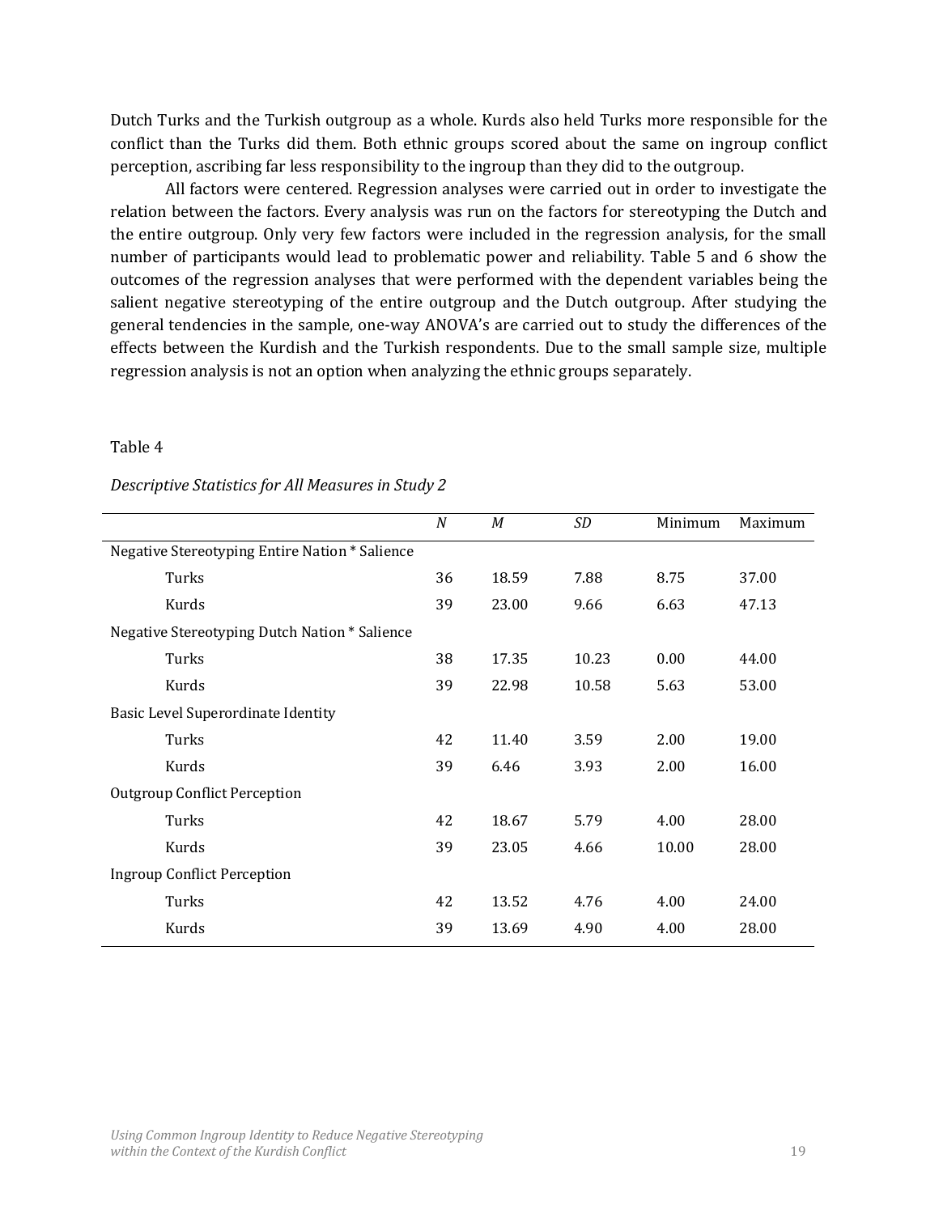Dutch Turks and the Turkish outgroup as a whole. Kurds also held Turks more responsible for the conflict than the Turks did them. Both ethnic groups scored about the same on ingroup conflict perception, ascribing far less responsibility to the ingroup than they did to the outgroup.

All factors were centered. Regression analyses were carried out in order to investigate the relation between the factors. Every analysis was run on the factors for stereotyping the Dutch and the entire outgroup. Only very few factors were included in the regression analysis, for the small number of participants would lead to problematic power and reliability. Table 5 and 6 show the outcomes of the regression analyses that were performed with the dependent variables being the salient negative stereotyping of the entire outgroup and the Dutch outgroup. After studying the general tendencies in the sample, one-way ANOVA's are carried out to study the differences of the effects between the Kurdish and the Turkish respondents. Due to the small sample size, multiple regression analysis is not an option when analyzing the ethnic groups separately.

Table 4

*Descriptive Statistics for All Measures in Study 2*

| | *N* | *M* | *SD* | Minimum | Maximum |
|---|---|---|---|---|---|
| Negative Stereotyping Entire Nation * Salience | | | | | |
| Turks | 36 | 18.59 | 7.88 | 8.75 | 37.00 |
| Kurds | 39 | 23.00 | 9.66 | 6.63 | 47.13 |
| Negative Stereotyping Dutch Nation * Salience | | | | | |
| Turks | 38 | 17.35 | 10.23 | 0.00 | 44.00 |
| Kurds | 39 | 22.98 | 10.58 | 5.63 | 53.00 |
| Basic Level Superordinate Identity | | | | | |
| Turks | 42 | 11.40 | 3.59 | 2.00 | 19.00 |
| Kurds | 39 | 6.46 | 3.93 | 2.00 | 16.00 |
| Outgroup Conflict Perception | | | | | |
| Turks | 42 | 18.67 | 5.79 | 4.00 | 28.00 |
| Kurds | 39 | 23.05 | 4.66 | 10.00 | 28.00 |
| Ingroup Conflict Perception | | | | | |
| Turks | 42 | 13.52 | 4.76 | 4.00 | 24.00 |
| Kurds | 39 | 13.69 | 4.90 | 4.00 | 28.00 |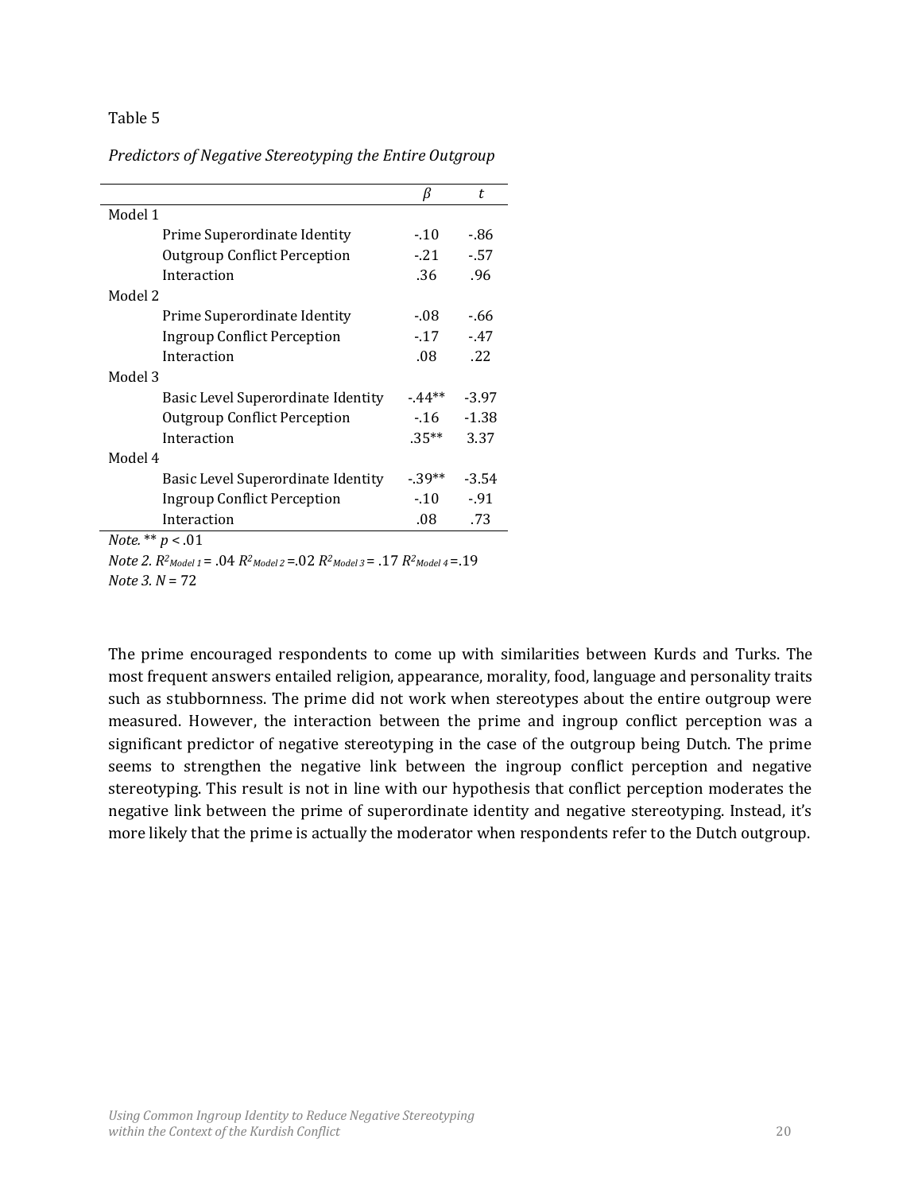Table 5

*Predictors of Negative Stereotyping the Entire Outgroup*

| | $\beta$ | $t$ |
|---|---|---|
| Model 1 | | |
| Prime Superordinate Identity | -.10 | -.86 |
| Outgroup Conflict Perception | -.21 | -.57 |
| Interaction | .36 | .96 |
| Model 2 | | |
| Prime Superordinate Identity | -.08 | -.66 |
| Ingroup Conflict Perception | -.17 | -.47 |
| Interaction | .08 | .22 |
| Model 3 | | |
| Basic Level Superordinate Identity | -.44** | -3.97 |
| Outgroup Conflict Perception | -.16 | -1.38 |
| Interaction | .35** | 3.37 |
| Model 4 | | |
| Basic Level Superordinate Identity | -.39** | -3.54 |
| Ingroup Conflict Perception | -.10 | -.91 |
| Interaction | .08 | .73 |

*Note.* ** $p < .01$

*Note 2.* $R^2_{Model\ 1} = .04$ $R^2_{Model\ 2} = .02$ $R^2_{Model\ 3} = .17$ $R^2_{Model\ 4} = .19$

*Note 3.* $N = 72$

The prime encouraged respondents to come up with similarities between Kurds and Turks. The most frequent answers entailed religion, appearance, morality, food, language and personality traits such as stubbornness. The prime did not work when stereotypes about the entire outgroup were measured. However, the interaction between the prime and ingroup conflict perception was a significant predictor of negative stereotyping in the case of the outgroup being Dutch. The prime seems to strengthen the negative link between the ingroup conflict perception and negative stereotyping. This result is not in line with our hypothesis that conflict perception moderates the negative link between the prime of superordinate identity and negative stereotyping. Instead, it's more likely that the prime is actually the moderator when respondents refer to the Dutch outgroup.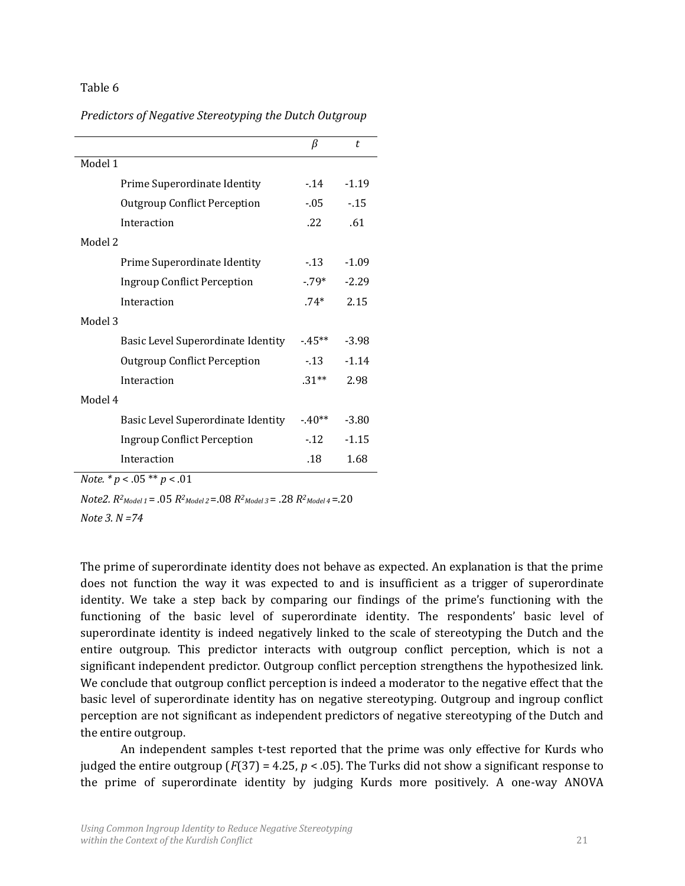Table 6

*Predictors of Negative Stereotyping the Dutch Outgroup*

| | $\beta$ | $t$ |
|---|---|---|
| Model 1 | | |
| Prime Superordinate Identity | -.14 | -1.19 |
| Outgroup Conflict Perception | -.05 | -.15 |
| Interaction | .22 | .61 |
| Model 2 | | |
| Prime Superordinate Identity | -.13 | -1.09 |
| Ingroup Conflict Perception | -.79* | -2.29 |
| Interaction | .74* | 2.15 |
| Model 3 | | |
| Basic Level Superordinate Identity | -.45** | -3.98 |
| Outgroup Conflict Perception | -.13 | -1.14 |
| Interaction | .31** | 2.98 |
| Model 4 | | |
| Basic Level Superordinate Identity | -.40** | -3.80 |
| Ingroup Conflict Perception | -.12 | -1.15 |
| Interaction | .18 | 1.68 |

*Note.* * $p < .05$ ** $p < .01$

*Note2.* $R^2_{Model\ 1} = .05$ $R^2_{Model\ 2} = .08$ $R^2_{Model\ 3} = .28$ $R^2_{Model\ 4} = .20$

*Note 3. N =74*

The prime of superordinate identity does not behave as expected. An explanation is that the prime does not function the way it was expected to and is insufficient as a trigger of superordinate identity. We take a step back by comparing our findings of the prime's functioning with the functioning of the basic level of superordinate identity. The respondents' basic level of superordinate identity is indeed negatively linked to the scale of stereotyping the Dutch and the entire outgroup. This predictor interacts with outgroup conflict perception, which is not a significant independent predictor. Outgroup conflict perception strengthens the hypothesized link. We conclude that outgroup conflict perception is indeed a moderator to the negative effect that the basic level of superordinate identity has on negative stereotyping. Outgroup and ingroup conflict perception are not significant as independent predictors of negative stereotyping of the Dutch and the entire outgroup.

An independent samples t-test reported that the prime was only effective for Kurds who judged the entire outgroup ($F(37) = 4.25$, $p < .05$). The Turks did not show a significant response to the prime of superordinate identity by judging Kurds more positively. A one-way ANOVA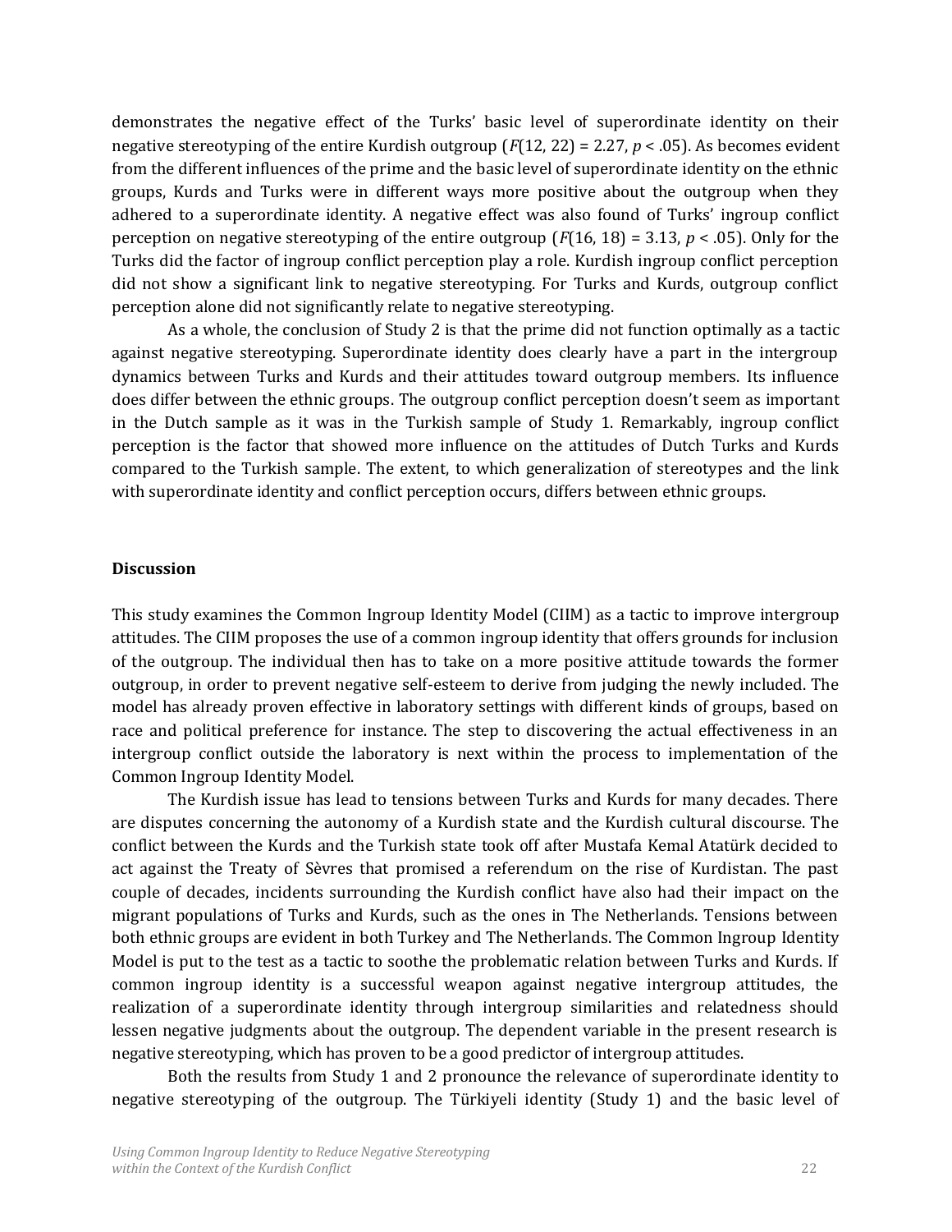demonstrates the negative effect of the Turks' basic level of superordinate identity on their negative stereotyping of the entire Kurdish outgroup ($F(12, 22) = 2.27$, $p < .05$). As becomes evident from the different influences of the prime and the basic level of superordinate identity on the ethnic groups, Kurds and Turks were in different ways more positive about the outgroup when they adhered to a superordinate identity. A negative effect was also found of Turks' ingroup conflict perception on negative stereotyping of the entire outgroup ($F(16, 18) = 3.13$, $p < .05$). Only for the Turks did the factor of ingroup conflict perception play a role. Kurdish ingroup conflict perception did not show a significant link to negative stereotyping. For Turks and Kurds, outgroup conflict perception alone did not significantly relate to negative stereotyping.

As a whole, the conclusion of Study 2 is that the prime did not function optimally as a tactic against negative stereotyping. Superordinate identity does clearly have a part in the intergroup dynamics between Turks and Kurds and their attitudes toward outgroup members. Its influence does differ between the ethnic groups. The outgroup conflict perception doesn't seem as important in the Dutch sample as it was in the Turkish sample of Study 1. Remarkably, ingroup conflict perception is the factor that showed more influence on the attitudes of Dutch Turks and Kurds compared to the Turkish sample. The extent, to which generalization of stereotypes and the link with superordinate identity and conflict perception occurs, differs between ethnic groups.

## Discussion

This study examines the Common Ingroup Identity Model (CIIM) as a tactic to improve intergroup attitudes. The CIIM proposes the use of a common ingroup identity that offers grounds for inclusion of the outgroup. The individual then has to take on a more positive attitude towards the former outgroup, in order to prevent negative self-esteem to derive from judging the newly included. The model has already proven effective in laboratory settings with different kinds of groups, based on race and political preference for instance. The step to discovering the actual effectiveness in an intergroup conflict outside the laboratory is next within the process to implementation of the Common Ingroup Identity Model.

The Kurdish issue has lead to tensions between Turks and Kurds for many decades. There are disputes concerning the autonomy of a Kurdish state and the Kurdish cultural discourse. The conflict between the Kurds and the Turkish state took off after Mustafa Kemal Atatürk decided to act against the Treaty of Sèvres that promised a referendum on the rise of Kurdistan. The past couple of decades, incidents surrounding the Kurdish conflict have also had their impact on the migrant populations of Turks and Kurds, such as the ones in The Netherlands. Tensions between both ethnic groups are evident in both Turkey and The Netherlands. The Common Ingroup Identity Model is put to the test as a tactic to soothe the problematic relation between Turks and Kurds. If common ingroup identity is a successful weapon against negative intergroup attitudes, the realization of a superordinate identity through intergroup similarities and relatedness should lessen negative judgments about the outgroup. The dependent variable in the present research is negative stereotyping, which has proven to be a good predictor of intergroup attitudes.

Both the results from Study 1 and 2 pronounce the relevance of superordinate identity to negative stereotyping of the outgroup. The Türkiyeli identity (Study 1) and the basic level of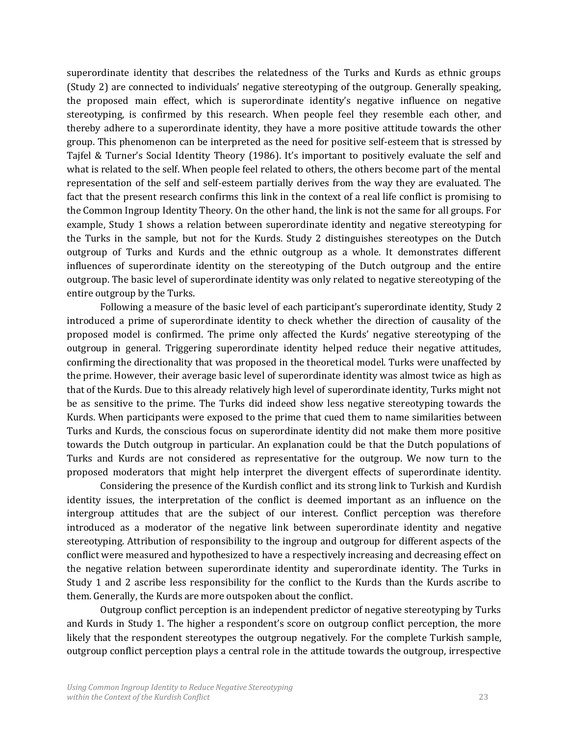superordinate identity that describes the relatedness of the Turks and Kurds as ethnic groups (Study 2) are connected to individuals' negative stereotyping of the outgroup. Generally speaking, the proposed main effect, which is superordinate identity's negative influence on negative stereotyping, is confirmed by this research. When people feel they resemble each other, and thereby adhere to a superordinate identity, they have a more positive attitude towards the other group. This phenomenon can be interpreted as the need for positive self-esteem that is stressed by Tajfel & Turner's Social Identity Theory (1986). It's important to positively evaluate the self and what is related to the self. When people feel related to others, the others become part of the mental representation of the self and self-esteem partially derives from the way they are evaluated. The fact that the present research confirms this link in the context of a real life conflict is promising to the Common Ingroup Identity Theory. On the other hand, the link is not the same for all groups. For example, Study 1 shows a relation between superordinate identity and negative stereotyping for the Turks in the sample, but not for the Kurds. Study 2 distinguishes stereotypes on the Dutch outgroup of Turks and Kurds and the ethnic outgroup as a whole. It demonstrates different influences of superordinate identity on the stereotyping of the Dutch outgroup and the entire outgroup. The basic level of superordinate identity was only related to negative stereotyping of the entire outgroup by the Turks.

Following a measure of the basic level of each participant's superordinate identity, Study 2 introduced a prime of superordinate identity to check whether the direction of causality of the proposed model is confirmed. The prime only affected the Kurds' negative stereotyping of the outgroup in general. Triggering superordinate identity helped reduce their negative attitudes, confirming the directionality that was proposed in the theoretical model. Turks were unaffected by the prime. However, their average basic level of superordinate identity was almost twice as high as that of the Kurds. Due to this already relatively high level of superordinate identity, Turks might not be as sensitive to the prime. The Turks did indeed show less negative stereotyping towards the Kurds. When participants were exposed to the prime that cued them to name similarities between Turks and Kurds, the conscious focus on superordinate identity did not make them more positive towards the Dutch outgroup in particular. An explanation could be that the Dutch populations of Turks and Kurds are not considered as representative for the outgroup. We now turn to the proposed moderators that might help interpret the divergent effects of superordinate identity.

Considering the presence of the Kurdish conflict and its strong link to Turkish and Kurdish identity issues, the interpretation of the conflict is deemed important as an influence on the intergroup attitudes that are the subject of our interest. Conflict perception was therefore introduced as a moderator of the negative link between superordinate identity and negative stereotyping. Attribution of responsibility to the ingroup and outgroup for different aspects of the conflict were measured and hypothesized to have a respectively increasing and decreasing effect on the negative relation between superordinate identity and superordinate identity. The Turks in Study 1 and 2 ascribe less responsibility for the conflict to the Kurds than the Kurds ascribe to them. Generally, the Kurds are more outspoken about the conflict.

Outgroup conflict perception is an independent predictor of negative stereotyping by Turks and Kurds in Study 1. The higher a respondent's score on outgroup conflict perception, the more likely that the respondent stereotypes the outgroup negatively. For the complete Turkish sample, outgroup conflict perception plays a central role in the attitude towards the outgroup, irrespective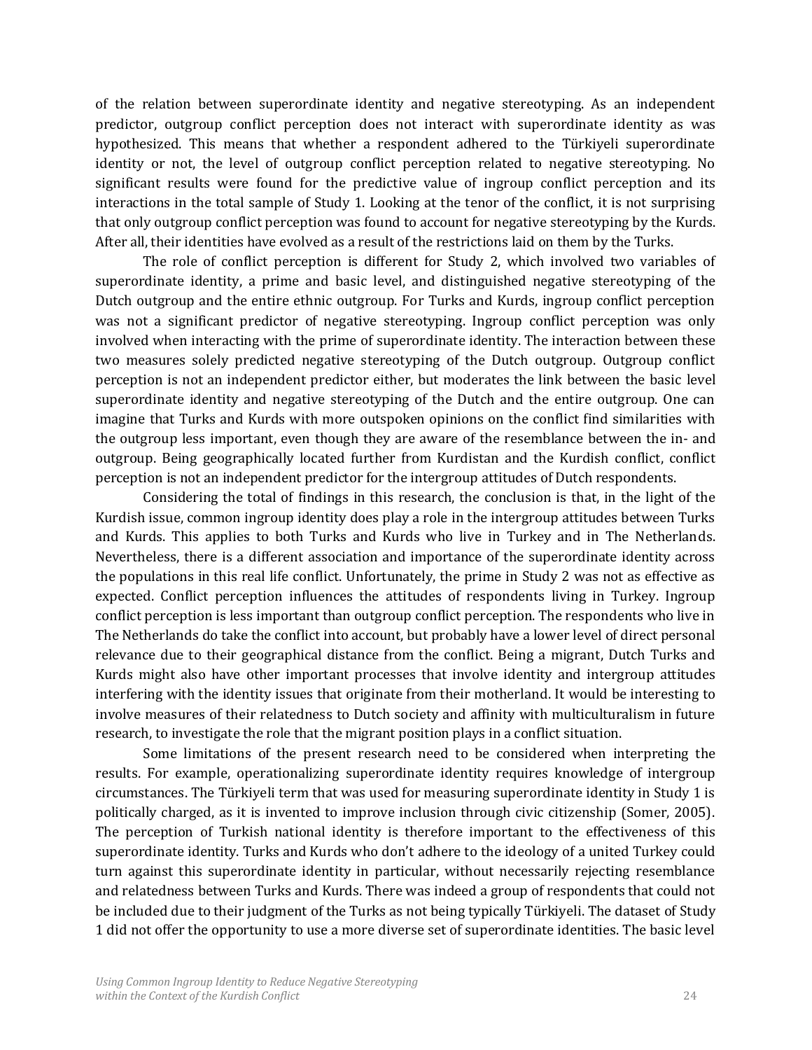of the relation between superordinate identity and negative stereotyping. As an independent predictor, outgroup conflict perception does not interact with superordinate identity as was hypothesized. This means that whether a respondent adhered to the Türkiyeli superordinate identity or not, the level of outgroup conflict perception related to negative stereotyping. No significant results were found for the predictive value of ingroup conflict perception and its interactions in the total sample of Study 1. Looking at the tenor of the conflict, it is not surprising that only outgroup conflict perception was found to account for negative stereotyping by the Kurds. After all, their identities have evolved as a result of the restrictions laid on them by the Turks.

The role of conflict perception is different for Study 2, which involved two variables of superordinate identity, a prime and basic level, and distinguished negative stereotyping of the Dutch outgroup and the entire ethnic outgroup. For Turks and Kurds, ingroup conflict perception was not a significant predictor of negative stereotyping. Ingroup conflict perception was only involved when interacting with the prime of superordinate identity. The interaction between these two measures solely predicted negative stereotyping of the Dutch outgroup. Outgroup conflict perception is not an independent predictor either, but moderates the link between the basic level superordinate identity and negative stereotyping of the Dutch and the entire outgroup. One can imagine that Turks and Kurds with more outspoken opinions on the conflict find similarities with the outgroup less important, even though they are aware of the resemblance between the in- and outgroup. Being geographically located further from Kurdistan and the Kurdish conflict, conflict perception is not an independent predictor for the intergroup attitudes of Dutch respondents.

Considering the total of findings in this research, the conclusion is that, in the light of the Kurdish issue, common ingroup identity does play a role in the intergroup attitudes between Turks and Kurds. This applies to both Turks and Kurds who live in Turkey and in The Netherlands. Nevertheless, there is a different association and importance of the superordinate identity across the populations in this real life conflict. Unfortunately, the prime in Study 2 was not as effective as expected. Conflict perception influences the attitudes of respondents living in Turkey. Ingroup conflict perception is less important than outgroup conflict perception. The respondents who live in The Netherlands do take the conflict into account, but probably have a lower level of direct personal relevance due to their geographical distance from the conflict. Being a migrant, Dutch Turks and Kurds might also have other important processes that involve identity and intergroup attitudes interfering with the identity issues that originate from their motherland. It would be interesting to involve measures of their relatedness to Dutch society and affinity with multiculturalism in future research, to investigate the role that the migrant position plays in a conflict situation.

Some limitations of the present research need to be considered when interpreting the results. For example, operationalizing superordinate identity requires knowledge of intergroup circumstances. The Türkiyeli term that was used for measuring superordinate identity in Study 1 is politically charged, as it is invented to improve inclusion through civic citizenship (Somer, 2005). The perception of Turkish national identity is therefore important to the effectiveness of this superordinate identity. Turks and Kurds who don't adhere to the ideology of a united Turkey could turn against this superordinate identity in particular, without necessarily rejecting resemblance and relatedness between Turks and Kurds. There was indeed a group of respondents that could not be included due to their judgment of the Turks as not being typically Türkiyeli. The dataset of Study 1 did not offer the opportunity to use a more diverse set of superordinate identities. The basic level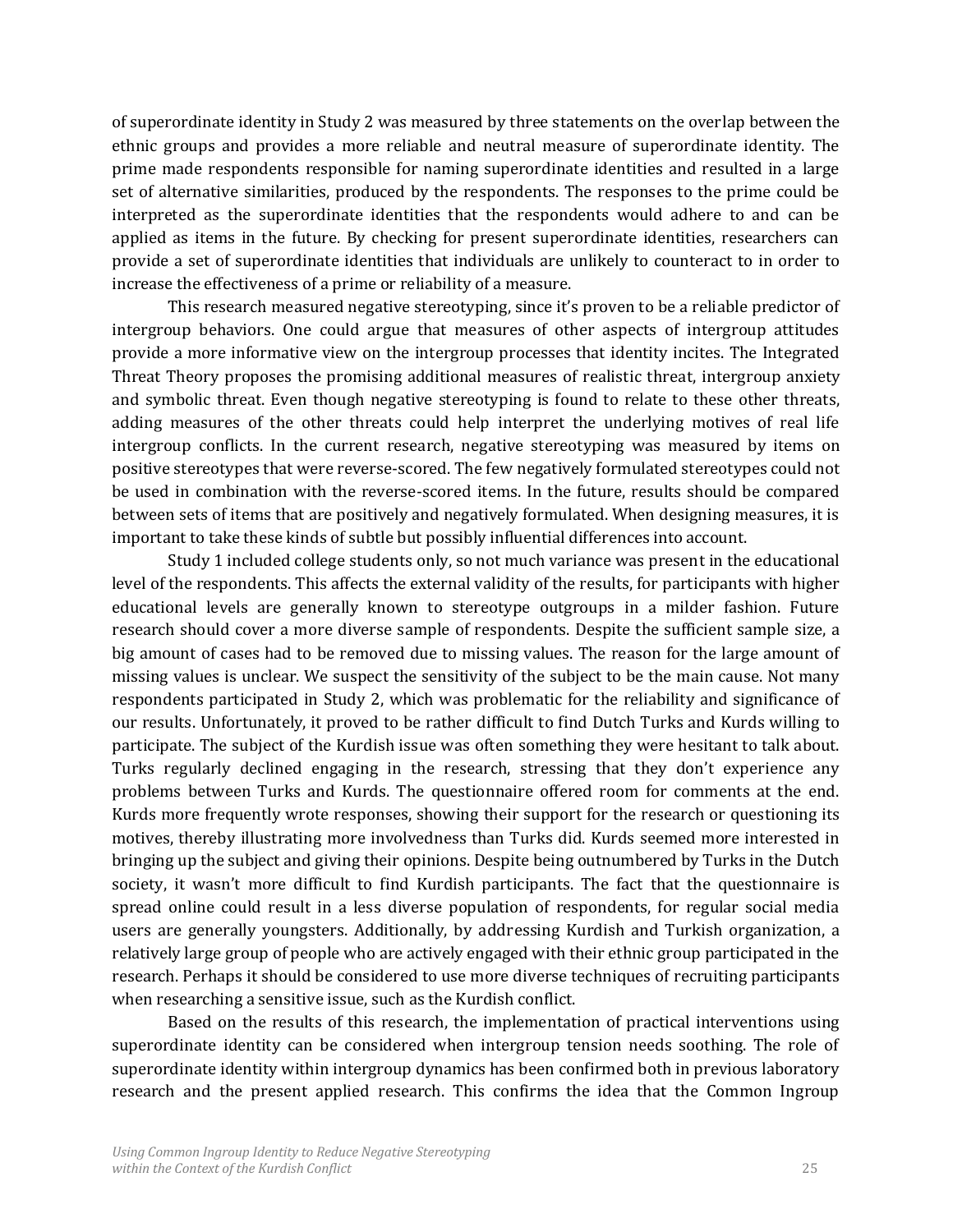of superordinate identity in Study 2 was measured by three statements on the overlap between the ethnic groups and provides a more reliable and neutral measure of superordinate identity. The prime made respondents responsible for naming superordinate identities and resulted in a large set of alternative similarities, produced by the respondents. The responses to the prime could be interpreted as the superordinate identities that the respondents would adhere to and can be applied as items in the future. By checking for present superordinate identities, researchers can provide a set of superordinate identities that individuals are unlikely to counteract to in order to increase the effectiveness of a prime or reliability of a measure.

This research measured negative stereotyping, since it's proven to be a reliable predictor of intergroup behaviors. One could argue that measures of other aspects of intergroup attitudes provide a more informative view on the intergroup processes that identity incites. The Integrated Threat Theory proposes the promising additional measures of realistic threat, intergroup anxiety and symbolic threat. Even though negative stereotyping is found to relate to these other threats, adding measures of the other threats could help interpret the underlying motives of real life intergroup conflicts. In the current research, negative stereotyping was measured by items on positive stereotypes that were reverse-scored. The few negatively formulated stereotypes could not be used in combination with the reverse-scored items. In the future, results should be compared between sets of items that are positively and negatively formulated. When designing measures, it is important to take these kinds of subtle but possibly influential differences into account.

Study 1 included college students only, so not much variance was present in the educational level of the respondents. This affects the external validity of the results, for participants with higher educational levels are generally known to stereotype outgroups in a milder fashion. Future research should cover a more diverse sample of respondents. Despite the sufficient sample size, a big amount of cases had to be removed due to missing values. The reason for the large amount of missing values is unclear. We suspect the sensitivity of the subject to be the main cause. Not many respondents participated in Study 2, which was problematic for the reliability and significance of our results. Unfortunately, it proved to be rather difficult to find Dutch Turks and Kurds willing to participate. The subject of the Kurdish issue was often something they were hesitant to talk about. Turks regularly declined engaging in the research, stressing that they don't experience any problems between Turks and Kurds. The questionnaire offered room for comments at the end. Kurds more frequently wrote responses, showing their support for the research or questioning its motives, thereby illustrating more involvedness than Turks did. Kurds seemed more interested in bringing up the subject and giving their opinions. Despite being outnumbered by Turks in the Dutch society, it wasn't more difficult to find Kurdish participants. The fact that the questionnaire is spread online could result in a less diverse population of respondents, for regular social media users are generally youngsters. Additionally, by addressing Kurdish and Turkish organization, a relatively large group of people who are actively engaged with their ethnic group participated in the research. Perhaps it should be considered to use more diverse techniques of recruiting participants when researching a sensitive issue, such as the Kurdish conflict.

Based on the results of this research, the implementation of practical interventions using superordinate identity can be considered when intergroup tension needs soothing. The role of superordinate identity within intergroup dynamics has been confirmed both in previous laboratory research and the present applied research. This confirms the idea that the Common Ingroup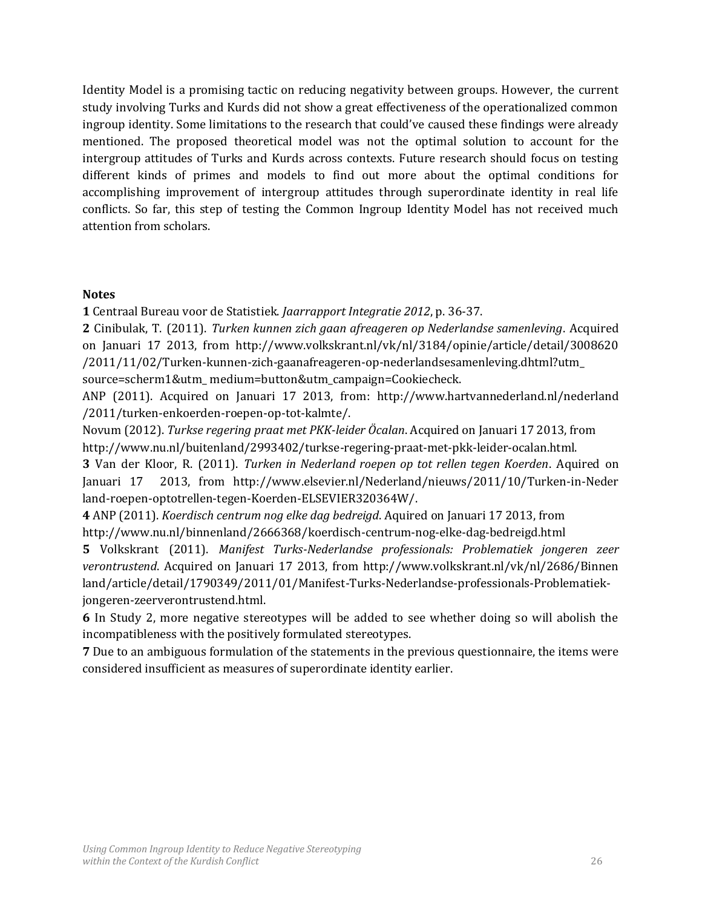Identity Model is a promising tactic on reducing negativity between groups. However, the current study involving Turks and Kurds did not show a great effectiveness of the operationalized common ingroup identity. Some limitations to the research that could've caused these findings were already mentioned. The proposed theoretical model was not the optimal solution to account for the intergroup attitudes of Turks and Kurds across contexts. Future research should focus on testing different kinds of primes and models to find out more about the optimal conditions for accomplishing improvement of intergroup attitudes through superordinate identity in real life conflicts. So far, this step of testing the Common Ingroup Identity Model has not received much attention from scholars.

**Notes**

**1** Centraal Bureau voor de Statistiek. *Jaarrapport Integratie 2012*, p. 36-37.

**2** Cinibulak, T. (2011). *Turken kunnen zich gaan afreageren op Nederlandse samenleving*. Acquired on Januari 17 2013, from http://www.volkskrant.nl/vk/nl/3184/opinie/article/detail/3008620/2011/11/02/Turken-kunnen-zich-gaanafreageren-op-nederlandsesamenleving.dhtml?utm_source=scherm1&utm_ medium=button&utm_campaign=Cookiecheck.

ANP (2011). Acquired on Januari 17 2013, from: http://www.hartvannederland.nl/nederland/2011/turken-enkoerden-roepen-op-tot-kalmte/.

Novum (2012). *Turkse regering praat met PKK-leider Öcalan*. Acquired on Januari 17 2013, from http://www.nu.nl/buitenland/2993402/turkse-regering-praat-met-pkk-leider-ocalan.html.

**3** Van der Kloor, R. (2011). *Turken in Nederland roepen op tot rellen tegen Koerden*. Aquired on Januari 17 2013, from http://www.elsevier.nl/Nederland/nieuws/2011/10/Turken-in-Nederland-roepen-optotrellen-tegen-Koerden-ELSEVIER320364W/.

**4** ANP (2011). *Koerdisch centrum nog elke dag bedreigd*. Aquired on Januari 17 2013, from http://www.nu.nl/binnenland/2666368/koerdisch-centrum-nog-elke-dag-bedreigd.html

**5** Volkskrant (2011). *Manifest Turks-Nederlandse professionals: Problematiek jongeren zeer verontrustend*. Acquired on Januari 17 2013, from http://www.volkskrant.nl/vk/nl/2686/Binnenland/article/detail/1790349/2011/01/Manifest-Turks-Nederlandse-professionals-Problematiek-jongeren-zeerverontrustend.html.

**6** In Study 2, more negative stereotypes will be added to see whether doing so will abolish the incompatibleness with the positively formulated stereotypes.

**7** Due to an ambiguous formulation of the statements in the previous questionnaire, the items were considered insufficient as measures of superordinate identity earlier.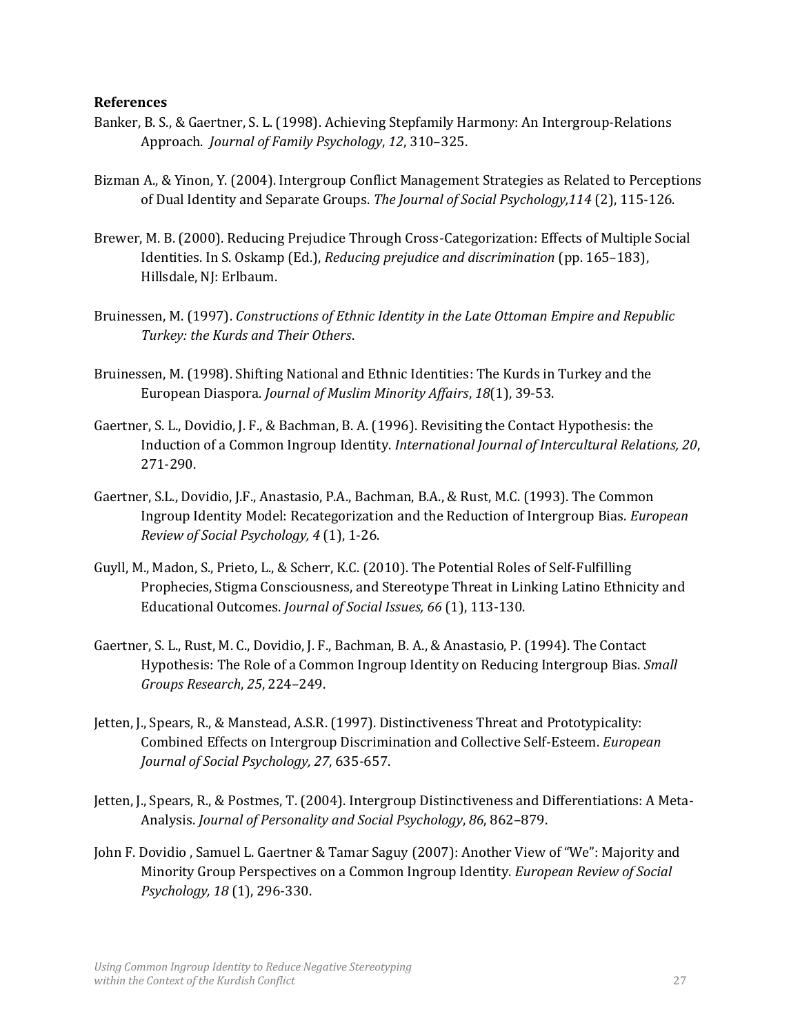**References**

Banker, B. S., & Gaertner, S. L. (1998). Achieving Stepfamily Harmony: An Intergroup-Relations Approach. *Journal of Family Psychology*, *12*, 310–325.

Bizman A., & Yinon, Y. (2004). Intergroup Conflict Management Strategies as Related to Perceptions of Dual Identity and Separate Groups. *The Journal of Social Psychology,114* (2), 115-126.

Brewer, M. B. (2000). Reducing Prejudice Through Cross-Categorization: Effects of Multiple Social Identities. In S. Oskamp (Ed.), *Reducing prejudice and discrimination* (pp. 165–183), Hillsdale, NJ: Erlbaum.

Bruinessen, M. (1997). *Constructions of Ethnic Identity in the Late Ottoman Empire and Republic Turkey: the Kurds and Their Others*.

Bruinessen, M. (1998). Shifting National and Ethnic Identities: The Kurds in Turkey and the European Diaspora. *Journal of Muslim Minority Affairs*, *18*(1), 39-53.

Gaertner, S. L., Dovidio, J. F., & Bachman, B. A. (1996). Revisiting the Contact Hypothesis: the Induction of a Common Ingroup Identity. *International Journal of Intercultural Relations, 20*, 271-290.

Gaertner, S.L., Dovidio, J.F., Anastasio, P.A., Bachman, B.A., & Rust, M.C. (1993). The Common Ingroup Identity Model: Recategorization and the Reduction of Intergroup Bias. *European Review of Social Psychology, 4* (1), 1-26.

Guyll, M., Madon, S., Prieto, L., & Scherr, K.C. (2010). The Potential Roles of Self-Fulfilling Prophecies, Stigma Consciousness, and Stereotype Threat in Linking Latino Ethnicity and Educational Outcomes. *Journal of Social Issues, 66* (1), 113-130.

Gaertner, S. L., Rust, M. C., Dovidio, J. F., Bachman, B. A., & Anastasio, P. (1994). The Contact Hypothesis: The Role of a Common Ingroup Identity on Reducing Intergroup Bias. *Small Groups Research*, *25*, 224–249.

Jetten, J., Spears, R., & Manstead, A.S.R. (1997). Distinctiveness Threat and Prototypicality: Combined Effects on Intergroup Discrimination and Collective Self-Esteem. *European Journal of Social Psychology, 27*, 635-657.

Jetten, J., Spears, R., & Postmes, T. (2004). Intergroup Distinctiveness and Differentiations: A Meta-Analysis. *Journal of Personality and Social Psychology*, *86*, 862–879.

John F. Dovidio , Samuel L. Gaertner & Tamar Saguy (2007): Another View of "We": Majority and Minority Group Perspectives on a Common Ingroup Identity. *European Review of Social Psychology, 18* (1), 296-330.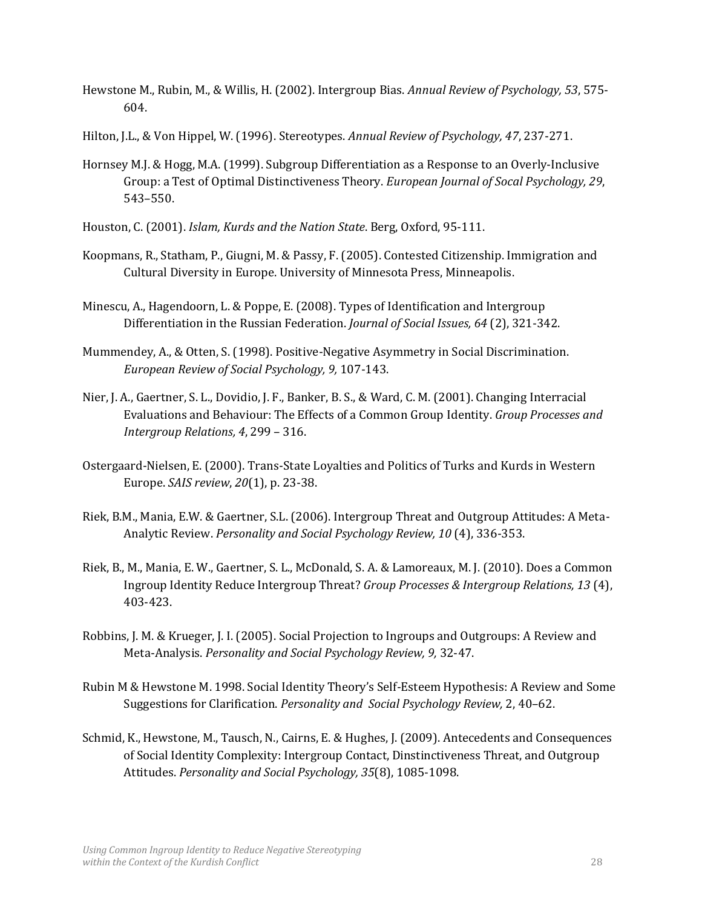Hewstone M., Rubin, M., & Willis, H. (2002). Intergroup Bias. *Annual Review of Psychology, 53*, 575-604.

Hilton, J.L., & Von Hippel, W. (1996). Stereotypes. *Annual Review of Psychology, 47*, 237-271.

Hornsey M.J. & Hogg, M.A. (1999). Subgroup Differentiation as a Response to an Overly-Inclusive Group: a Test of Optimal Distinctiveness Theory. *European Journal of Socal Psychology, 29*, 543–550.

Houston, C. (2001). *Islam, Kurds and the Nation State*. Berg, Oxford, 95-111.

Koopmans, R., Statham, P., Giugni, M. & Passy, F. (2005). Contested Citizenship. Immigration and Cultural Diversity in Europe. University of Minnesota Press, Minneapolis.

Minescu, A., Hagendoorn, L. & Poppe, E. (2008). Types of Identification and Intergroup Differentiation in the Russian Federation. *Journal of Social Issues, 64* (2), 321-342.

Mummendey, A., & Otten, S. (1998). Positive-Negative Asymmetry in Social Discrimination. *European Review of Social Psychology, 9,* 107-143.

Nier, J. A., Gaertner, S. L., Dovidio, J. F., Banker, B. S., & Ward, C. M. (2001). Changing Interracial Evaluations and Behaviour: The Effects of a Common Group Identity. *Group Processes and Intergroup Relations, 4*, 299 – 316.

Ostergaard-Nielsen, E. (2000). Trans-State Loyalties and Politics of Turks and Kurds in Western Europe. *SAIS review*, *20*(1), p. 23-38.

Riek, B.M., Mania, E.W. & Gaertner, S.L. (2006). Intergroup Threat and Outgroup Attitudes: A Meta-Analytic Review. *Personality and Social Psychology Review, 10* (4), 336-353.

Riek, B., M., Mania, E. W., Gaertner, S. L., McDonald, S. A. & Lamoreaux, M. J. (2010). Does a Common Ingroup Identity Reduce Intergroup Threat? *Group Processes & Intergroup Relations, 13* (4), 403-423.

Robbins, J. M. & Krueger, J. I. (2005). Social Projection to Ingroups and Outgroups: A Review and Meta-Analysis. *Personality and Social Psychology Review, 9,* 32-47.

Rubin M & Hewstone M. 1998. Social Identity Theory's Self-Esteem Hypothesis: A Review and Some Suggestions for Clarification. *Personality and Social Psychology Review,* 2, 40–62.

Schmid, K., Hewstone, M., Tausch, N., Cairns, E. & Hughes, J. (2009). Antecedents and Consequences of Social Identity Complexity: Intergroup Contact, Dinstinctiveness Threat, and Outgroup Attitudes. *Personality and Social Psychology, 35*(8), 1085-1098.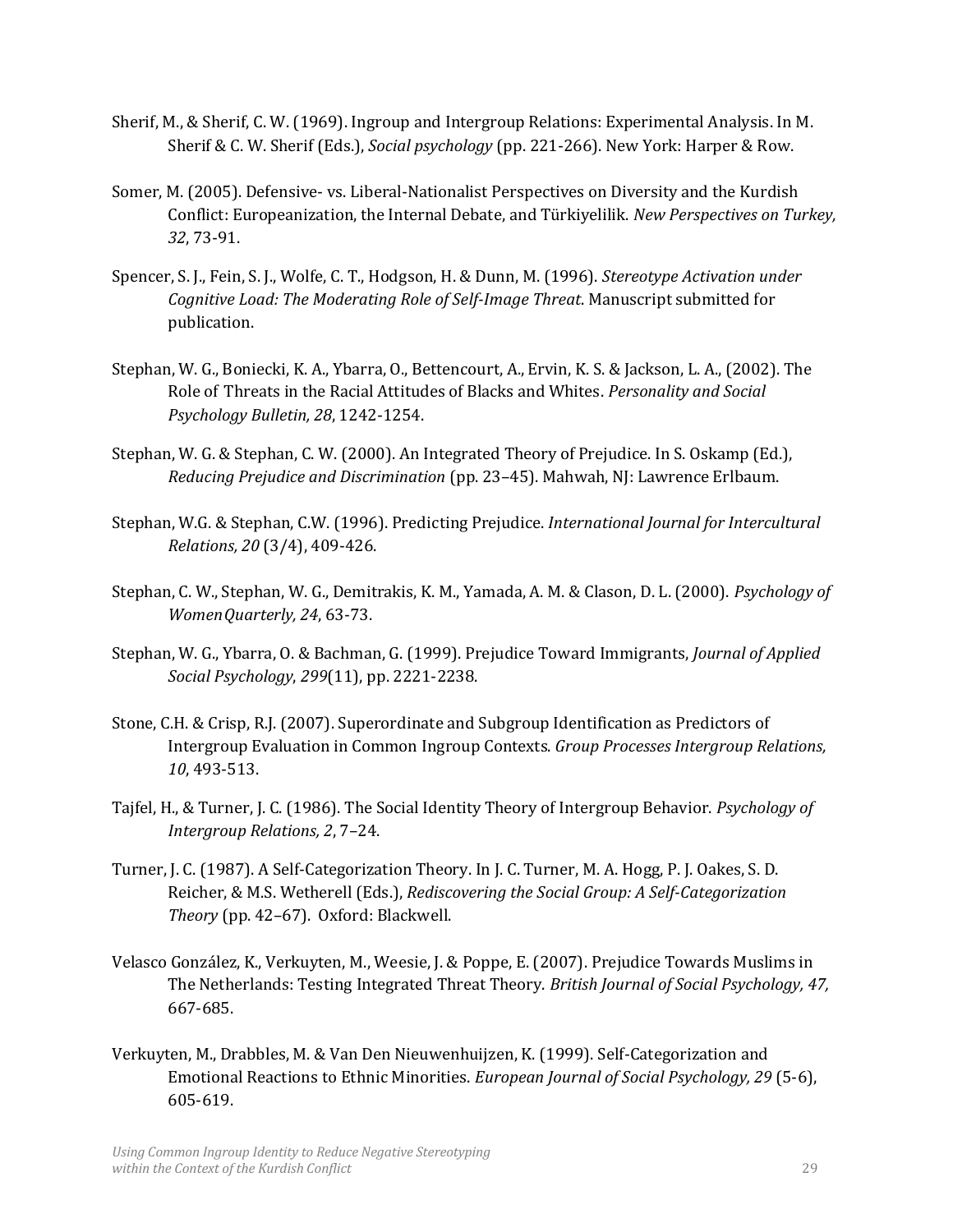Sherif, M., & Sherif, C. W. (1969). Ingroup and Intergroup Relations: Experimental Analysis. In M. Sherif & C. W. Sherif (Eds.), *Social psychology* (pp. 221-266). New York: Harper & Row.

Somer, M. (2005). Defensive- vs. Liberal-Nationalist Perspectives on Diversity and the Kurdish Conflict: Europeanization, the Internal Debate, and Türkiyelilik. *New Perspectives on Turkey, 32*, 73-91.

Spencer, S. J., Fein, S. J., Wolfe, C. T., Hodgson, H. & Dunn, M. (1996). *Stereotype Activation under Cognitive Load: The Moderating Role of Self-Image Threat*. Manuscript submitted for publication.

Stephan, W. G., Boniecki, K. A., Ybarra, O., Bettencourt, A., Ervin, K. S. & Jackson, L. A., (2002). The Role of Threats in the Racial Attitudes of Blacks and Whites. *Personality and Social Psychology Bulletin, 28*, 1242-1254.

Stephan, W. G. & Stephan, C. W. (2000). An Integrated Theory of Prejudice. In S. Oskamp (Ed.), *Reducing Prejudice and Discrimination* (pp. 23–45). Mahwah, NJ: Lawrence Erlbaum.

Stephan, W.G. & Stephan, C.W. (1996). Predicting Prejudice. *International Journal for Intercultural Relations, 20* (3/4), 409-426.

Stephan, C. W., Stephan, W. G., Demitrakis, K. M., Yamada, A. M. & Clason, D. L. (2000). *Psychology of WomenQuarterly, 24*, 63-73.

Stephan, W. G., Ybarra, O. & Bachman, G. (1999). Prejudice Toward Immigrants, *Journal of Applied Social Psychology*, *299*(11), pp. 2221-2238.

Stone, C.H. & Crisp, R.J. (2007). Superordinate and Subgroup Identification as Predictors of Intergroup Evaluation in Common Ingroup Contexts. *Group Processes Intergroup Relations, 10*, 493-513.

Tajfel, H., & Turner, J. C. (1986). The Social Identity Theory of Intergroup Behavior. *Psychology of Intergroup Relations, 2*, 7–24.

Turner, J. C. (1987). A Self-Categorization Theory. In J. C. Turner, M. A. Hogg, P. J. Oakes, S. D. Reicher, & M.S. Wetherell (Eds.), *Rediscovering the Social Group: A Self-Categorization Theory* (pp. 42–67). Oxford: Blackwell.

Velasco González, K., Verkuyten, M., Weesie, J. & Poppe, E. (2007). Prejudice Towards Muslims in The Netherlands: Testing Integrated Threat Theory. *British Journal of Social Psychology, 47,* 667-685.

Verkuyten, M., Drabbles, M. & Van Den Nieuwenhuijzen, K. (1999). Self-Categorization and Emotional Reactions to Ethnic Minorities. *European Journal of Social Psychology, 29* (5-6), 605-619.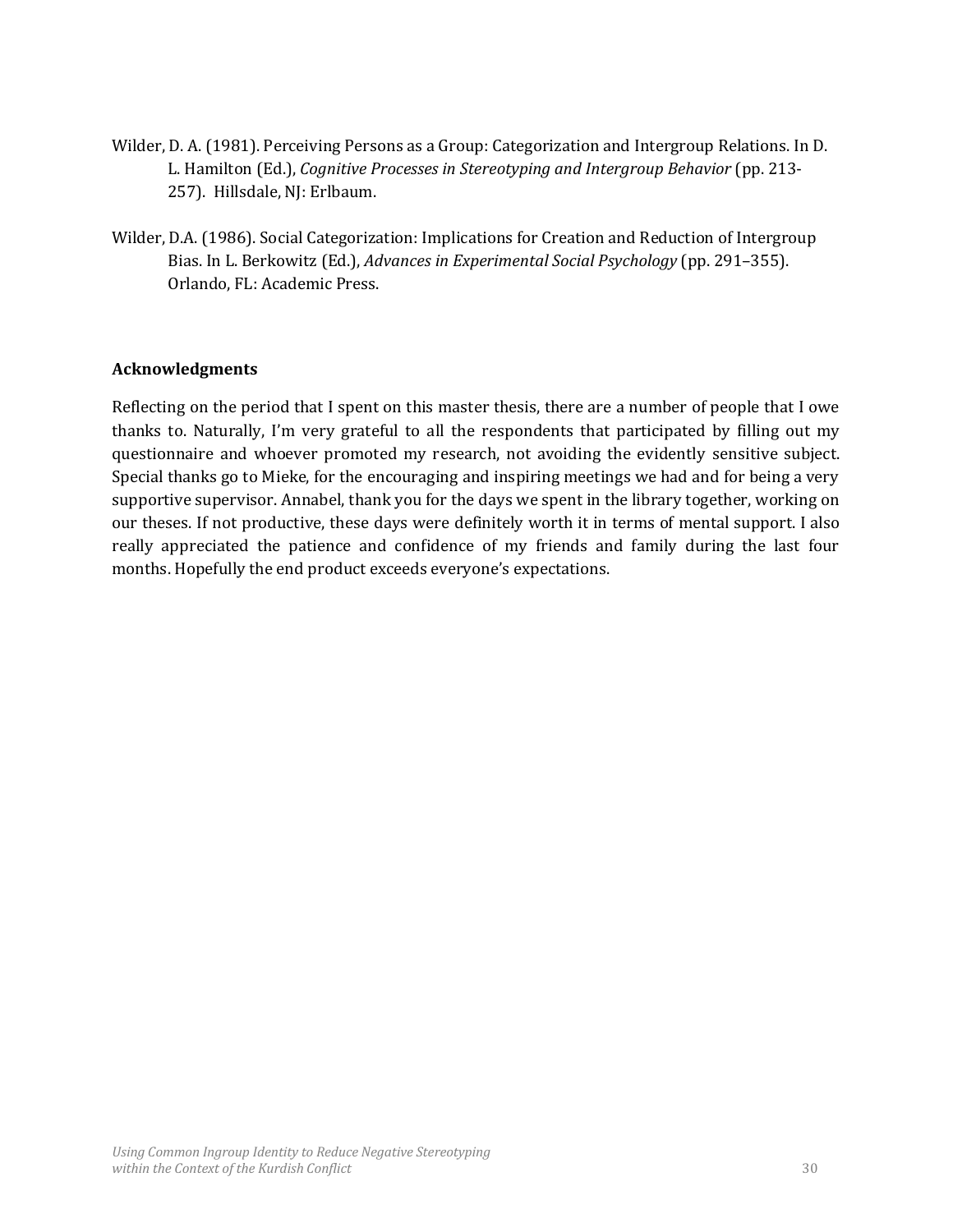Wilder, D. A. (1981). Perceiving Persons as a Group: Categorization and Intergroup Relations. In D. L. Hamilton (Ed.), *Cognitive Processes in Stereotyping and Intergroup Behavior* (pp. 213-257). Hillsdale, NJ: Erlbaum.

Wilder, D.A. (1986). Social Categorization: Implications for Creation and Reduction of Intergroup Bias. In L. Berkowitz (Ed.), *Advances in Experimental Social Psychology* (pp. 291–355). Orlando, FL: Academic Press.

**Acknowledgments**

Reflecting on the period that I spent on this master thesis, there are a number of people that I owe thanks to. Naturally, I'm very grateful to all the respondents that participated by filling out my questionnaire and whoever promoted my research, not avoiding the evidently sensitive subject. Special thanks go to Mieke, for the encouraging and inspiring meetings we had and for being a very supportive supervisor. Annabel, thank you for the days we spent in the library together, working on our theses. If not productive, these days were definitely worth it in terms of mental support. I also really appreciated the patience and confidence of my friends and family during the last four months. Hopefully the end product exceeds everyone's expectations.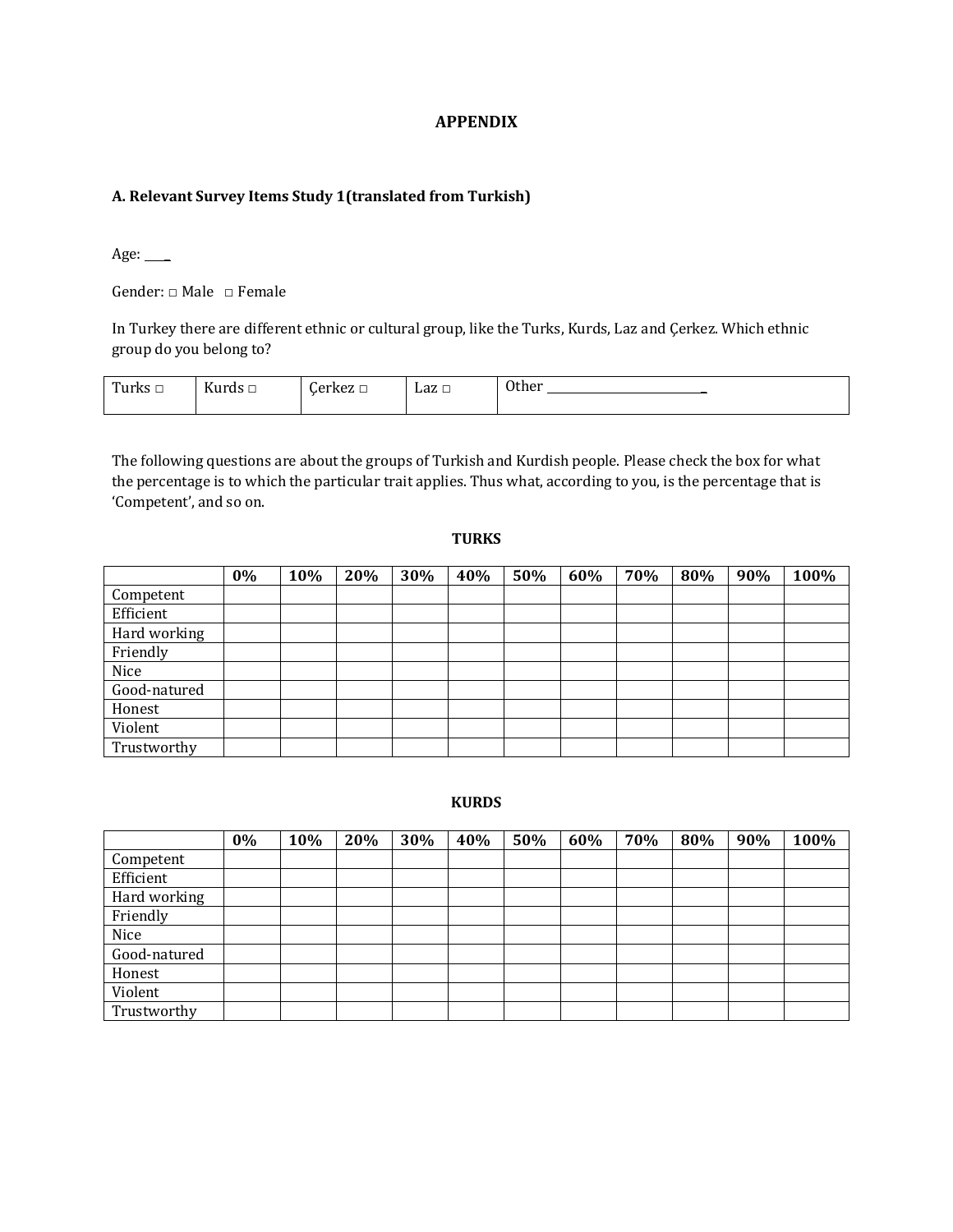# APPENDIX

## A. Relevant Survey Items Study 1 (translated from Turkish)

Age: ____

Gender: □ Male □ Female

In Turkey there are different ethnic or cultural group, like the Turks, Kurds, Laz and Çerkez. Which ethnic group do you belong to?

| Turks □ | Kurds □ | Çerkez □ | Laz □ | Other ____________________ |
|---|---|---|---|---|

The following questions are about the groups of Turkish and Kurdish people. Please check the box for what the percentage is to which the particular trait applies. Thus what, according to you, is the percentage that is 'Competent', and so on.

**TURKS**

| | 0% | 10% | 20% | 30% | 40% | 50% | 60% | 70% | 80% | 90% | 100% |
|---|---|---|---|---|---|---|---|---|---|---|---|
| Competent | | | | | | | | | | | |
| Efficient | | | | | | | | | | | |
| Hard working | | | | | | | | | | | |
| Friendly | | | | | | | | | | | |
| Nice | | | | | | | | | | | |
| Good-natured | | | | | | | | | | | |
| Honest | | | | | | | | | | | |
| Violent | | | | | | | | | | | |
| Trustworthy | | | | | | | | | | | |

**KURDS**

| | 0% | 10% | 20% | 30% | 40% | 50% | 60% | 70% | 80% | 90% | 100% |
|---|---|---|---|---|---|---|---|---|---|---|---|
| Competent | | | | | | | | | | | |
| Efficient | | | | | | | | | | | |
| Hard working | | | | | | | | | | | |
| Friendly | | | | | | | | | | | |
| Nice | | | | | | | | | | | |
| Good-natured | | | | | | | | | | | |
| Honest | | | | | | | | | | | |
| Violent | | | | | | | | | | | |
| Trustworthy | | | | | | | | | | | |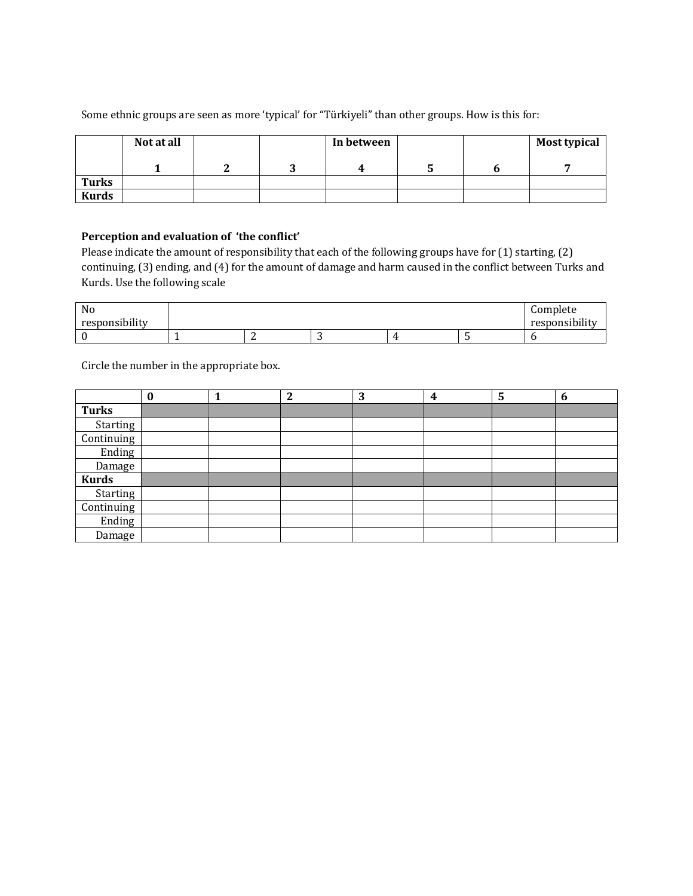Some ethnic groups are seen as more 'typical' for "Türkiyeli" than other groups. How is this for:

| | Not at all<br>1 | 2 | 3 | In between<br>4 | 5 | 6 | Most typical<br>7 |
|---|---|---|---|---|---|---|---|
| **Turks** | | | | | | | |
| **Kurds** | | | | | | | |

**Perception and evaluation of 'the conflict'**

Please indicate the amount of responsibility that each of the following groups have for (1) starting, (2) continuing, (3) ending, and (4) for the amount of damage and harm caused in the conflict between Turks and Kurds. Use the following scale

| No responsibility | | | | | | Complete responsibility |
|---|---|---|---|---|---|---|
| 0 | 1 | 2 | 3 | 4 | 5 | 6 |

Circle the number in the appropriate box.

| | 0 | 1 | 2 | 3 | 4 | 5 | 6 |
|---|---|---|---|---|---|---|---|
| **Turks** | | | | | | | |
| Starting | | | | | | | |
| Continuing | | | | | | | |
| Ending | | | | | | | |
| Damage | | | | | | | |
| **Kurds** | | | | | | | |
| Starting | | | | | | | |
| Continuing | | | | | | | |
| Ending | | | | | | | |
| Damage | | | | | | | |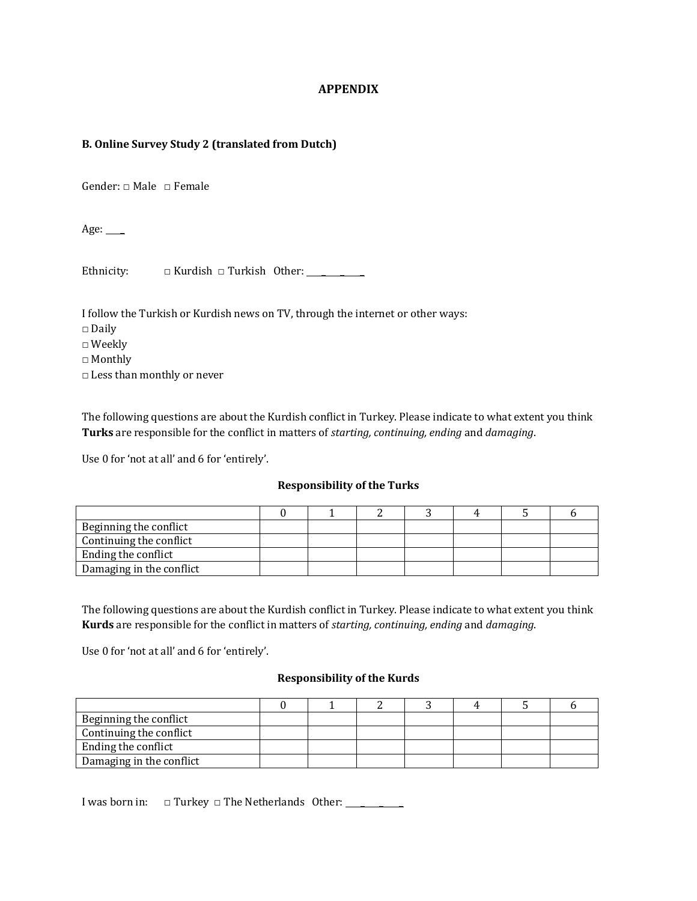# APPENDIX

## B. Online Survey Study 2 (translated from Dutch)

Gender: □ Male □ Female

Age: ____

Ethnicity: □ Kurdish □ Turkish Other: ____________

I follow the Turkish or Kurdish news on TV, through the internet or other ways:

□ Daily
□ Weekly
□ Monthly
□ Less than monthly or never

The following questions are about the Kurdish conflict in Turkey. Please indicate to what extent you think **Turks** are responsible for the conflict in matters of *starting, continuing, ending* and *damaging*.

Use 0 for 'not at all' and 6 for 'entirely'.

**Responsibility of the Turks**

| | 0 | 1 | 2 | 3 | 4 | 5 | 6 |
|---|---|---|---|---|---|---|---|
| Beginning the conflict | | | | | | | |
| Continuing the conflict | | | | | | | |
| Ending the conflict | | | | | | | |
| Damaging in the conflict | | | | | | | |

The following questions are about the Kurdish conflict in Turkey. Please indicate to what extent you think **Kurds** are responsible for the conflict in matters of *starting, continuing, ending* and *damaging*.

Use 0 for 'not at all' and 6 for 'entirely'.

**Responsibility of the Kurds**

| | 0 | 1 | 2 | 3 | 4 | 5 | 6 |
|---|---|---|---|---|---|---|---|
| Beginning the conflict | | | | | | | |
| Continuing the conflict | | | | | | | |
| Ending the conflict | | | | | | | |
| Damaging in the conflict | | | | | | | |

I was born in: □ Turkey □ The Netherlands Other: ____________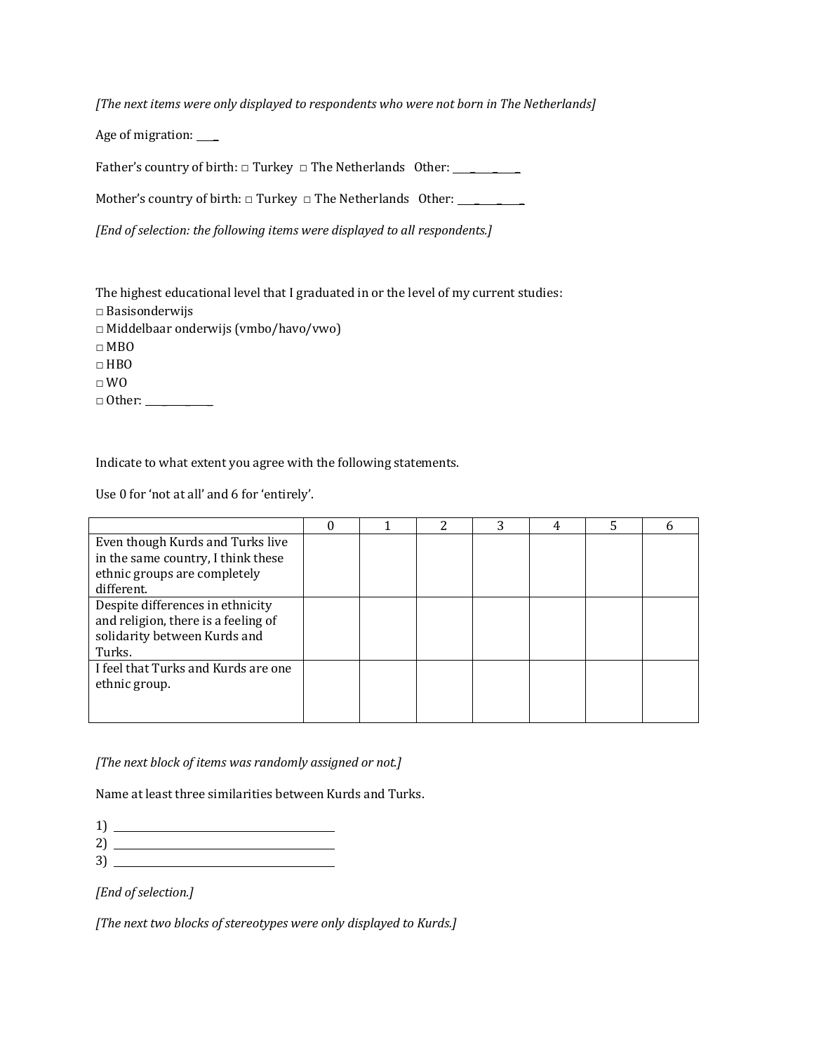*[The next items were only displayed to respondents who were not born in The Netherlands]*

Age of migration: ____

Father's country of birth: □ Turkey □ The Netherlands Other: __________

Mother's country of birth: □ Turkey □ The Netherlands Other: __________

*[End of selection: the following items were displayed to all respondents.]*

The highest educational level that I graduated in or the level of my current studies:

□ Basisonderwijs
□ Middelbaar onderwijs (vmbo/havo/vwo)
□ MBO
□ HBO
□ WO
□ Other: __________

Indicate to what extent you agree with the following statements.

Use 0 for 'not at all' and 6 for 'entirely'.

| | 0 | 1 | 2 | 3 | 4 | 5 | 6 |
|---|---|---|---|---|---|---|---|
| Even though Kurds and Turks live in the same country, I think these ethnic groups are completely different. | | | | | | | |
| Despite differences in ethnicity and religion, there is a feeling of solidarity between Kurds and Turks. | | | | | | | |
| I feel that Turks and Kurds are one ethnic group. | | | | | | | |

*[The next block of items was randomly assigned or not.]*

Name at least three similarities between Kurds and Turks.

1) ______________________________
2) ______________________________
3) ______________________________

*[End of selection.]*

*[The next two blocks of stereotypes were only displayed to Kurds.]*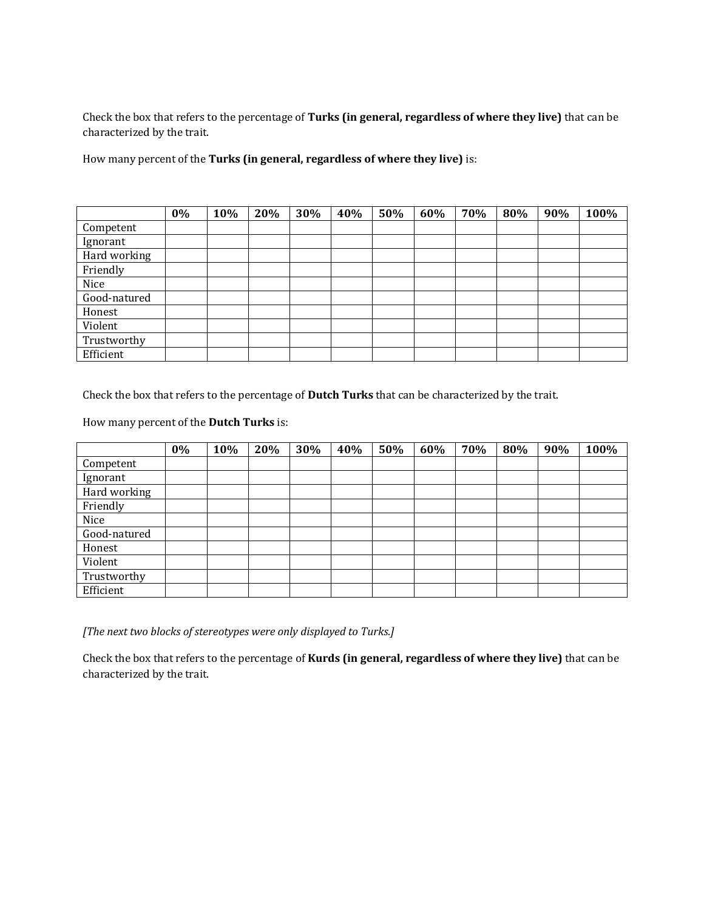Check the box that refers to the percentage of **Turks (in general, regardless of where they live)** that can be characterized by the trait.

How many percent of the **Turks (in general, regardless of where they live)** is:

| | **0%** | **10%** | **20%** | **30%** | **40%** | **50%** | **60%** | **70%** | **80%** | **90%** | **100%** |
|---|---|---|---|---|---|---|---|---|---|---|---|
| Competent | | | | | | | | | | | |
| Ignorant | | | | | | | | | | | |
| Hard working | | | | | | | | | | | |
| Friendly | | | | | | | | | | | |
| Nice | | | | | | | | | | | |
| Good-natured | | | | | | | | | | | |
| Honest | | | | | | | | | | | |
| Violent | | | | | | | | | | | |
| Trustworthy | | | | | | | | | | | |
| Efficient | | | | | | | | | | | |

Check the box that refers to the percentage of **Dutch Turks** that can be characterized by the trait.

How many percent of the **Dutch Turks** is:

| | **0%** | **10%** | **20%** | **30%** | **40%** | **50%** | **60%** | **70%** | **80%** | **90%** | **100%** |
|---|---|---|---|---|---|---|---|---|---|---|---|
| Competent | | | | | | | | | | | |
| Ignorant | | | | | | | | | | | |
| Hard working | | | | | | | | | | | |
| Friendly | | | | | | | | | | | |
| Nice | | | | | | | | | | | |
| Good-natured | | | | | | | | | | | |
| Honest | | | | | | | | | | | |
| Violent | | | | | | | | | | | |
| Trustworthy | | | | | | | | | | | |
| Efficient | | | | | | | | | | | |

*[The next two blocks of stereotypes were only displayed to Turks.]*

Check the box that refers to the percentage of **Kurds (in general, regardless of where they live)** that can be characterized by the trait.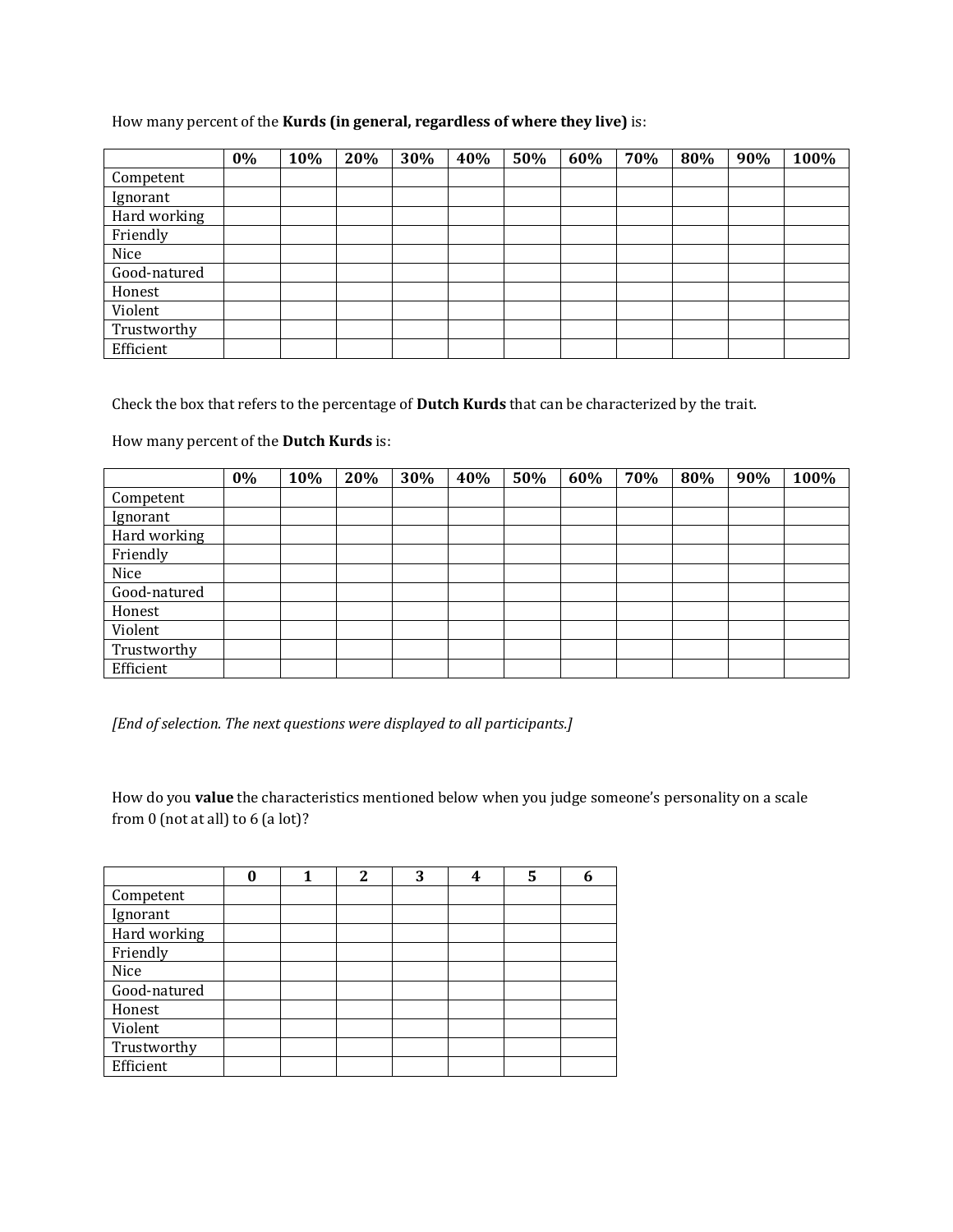How many percent of the **Kurds (in general, regardless of where they live)** is:

| | **0%** | **10%** | **20%** | **30%** | **40%** | **50%** | **60%** | **70%** | **80%** | **90%** | **100%** |
|---|---|---|---|---|---|---|---|---|---|---|---|
| Competent | | | | | | | | | | | |
| Ignorant | | | | | | | | | | | |
| Hard working | | | | | | | | | | | |
| Friendly | | | | | | | | | | | |
| Nice | | | | | | | | | | | |
| Good-natured | | | | | | | | | | | |
| Honest | | | | | | | | | | | |
| Violent | | | | | | | | | | | |
| Trustworthy | | | | | | | | | | | |
| Efficient | | | | | | | | | | | |

Check the box that refers to the percentage of **Dutch Kurds** that can be characterized by the trait.

How many percent of the **Dutch Kurds** is:

| | **0%** | **10%** | **20%** | **30%** | **40%** | **50%** | **60%** | **70%** | **80%** | **90%** | **100%** |
|---|---|---|---|---|---|---|---|---|---|---|---|
| Competent | | | | | | | | | | | |
| Ignorant | | | | | | | | | | | |
| Hard working | | | | | | | | | | | |
| Friendly | | | | | | | | | | | |
| Nice | | | | | | | | | | | |
| Good-natured | | | | | | | | | | | |
| Honest | | | | | | | | | | | |
| Violent | | | | | | | | | | | |
| Trustworthy | | | | | | | | | | | |
| Efficient | | | | | | | | | | | |

*[End of selection. The next questions were displayed to all participants.]*

How do you **value** the characteristics mentioned below when you judge someone's personality on a scale from 0 (not at all) to 6 (a lot)?

| | **0** | **1** | **2** | **3** | **4** | **5** | **6** |
|---|---|---|---|---|---|---|---|
| Competent | | | | | | | |
| Ignorant | | | | | | | |
| Hard working | | | | | | | |
| Friendly | | | | | | | |
| Nice | | | | | | | |
| Good-natured | | | | | | | |
| Honest | | | | | | | |
| Violent | | | | | | | |
| Trustworthy | | | | | | | |
| Efficient | | | | | | | |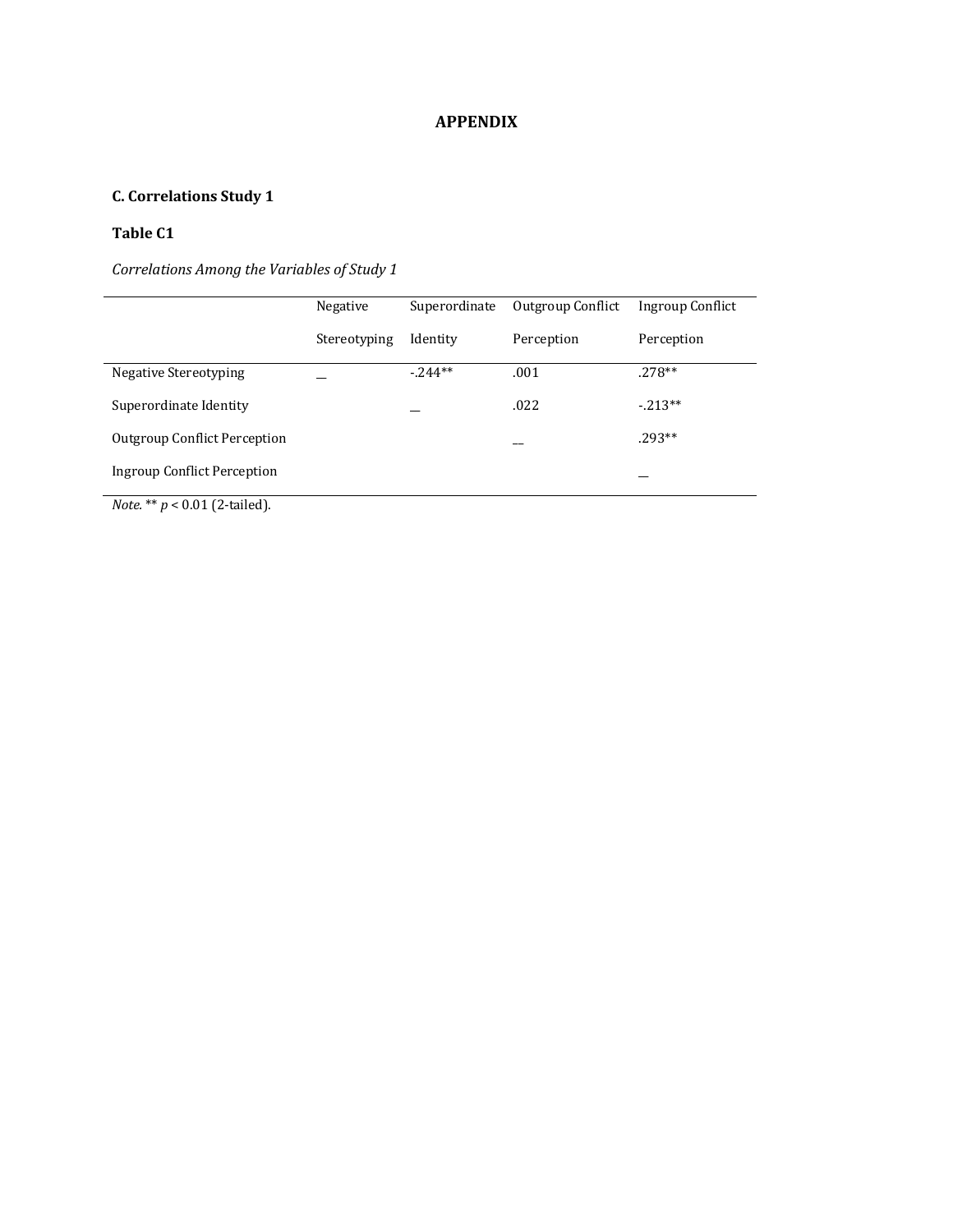# APPENDIX

## C. Correlations Study 1

### Table C1

*Correlations Among the Variables of Study 1*

| | Negative Stereotyping | Superordinate Identity | Outgroup Conflict Perception | Ingroup Conflict Perception |
|---|---|---|---|---|
| Negative Stereotyping | __ | -.244** | .001 | .278** |
| Superordinate Identity | | __ | .022 | -.213** |
| Outgroup Conflict Perception | | | __ | .293** |
| Ingroup Conflict Perception | | | | __ |

*Note.* ** $p < 0.01$ (2-tailed).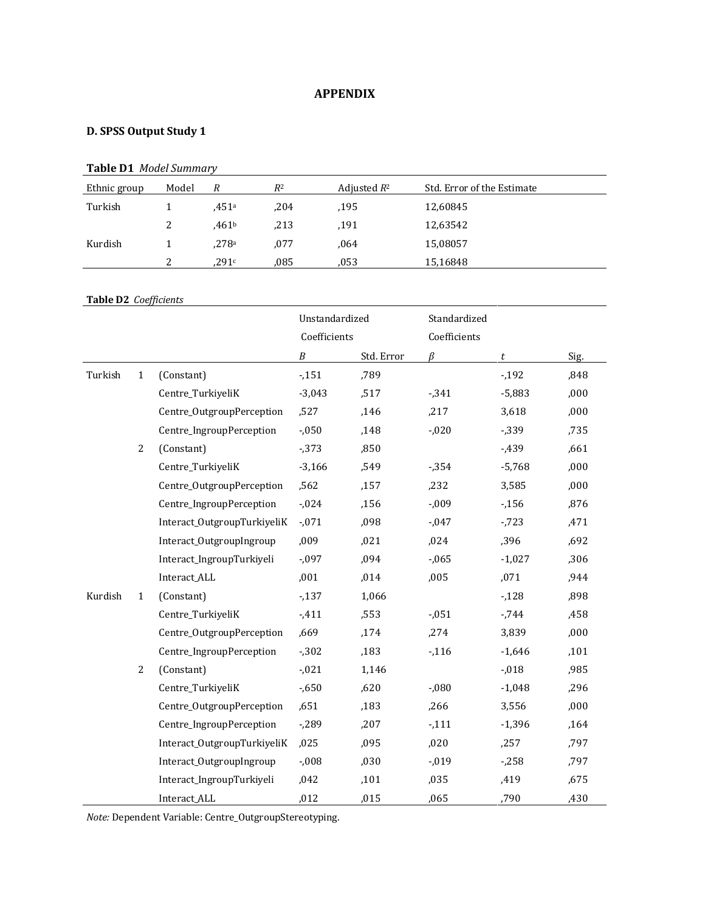# APPENDIX

## D. SPSS Output Study 1

**Table D1** *Model Summary*

| Ethnic group | Model | *R* | $R^2$ | Adjusted $R^2$ | Std. Error of the Estimate |
|---|---|---|---|---|---|
| Turkish | 1 | ,451[a] | ,204 | ,195 | 12,60845 |
| | 2 | ,461[b] | ,213 | ,191 | 12,63542 |
| Kurdish | 1 | ,278[a] | ,077 | ,064 | 15,08057 |
| | 2 | ,291[c] | ,085 | ,053 | 15,16848 |

**Table D2** *Coefficients*

| | | | Unstandardized Coefficients | | Standardized Coefficients | | |
|---|---|---|---|---|---|---|---|
| | | | *B* | Std. Error | *β* | *t* | Sig. |
| Turkish | 1 | (Constant) | -,151 | ,789 | | -,192 | ,848 |
| | | Centre_TurkiyeliK | -3,043 | ,517 | -,341 | -5,883 | ,000 |
| | | Centre_OutgroupPerception | ,527 | ,146 | ,217 | 3,618 | ,000 |
| | | Centre_IngroupPerception | -,050 | ,148 | -,020 | -,339 | ,735 |
| | 2 | (Constant) | -,373 | ,850 | | -,439 | ,661 |
| | | Centre_TurkiyeliK | -3,166 | ,549 | -,354 | -5,768 | ,000 |
| | | Centre_OutgroupPerception | ,562 | ,157 | ,232 | 3,585 | ,000 |
| | | Centre_IngroupPerception | -,024 | ,156 | -,009 | -,156 | ,876 |
| | | Interact_OutgroupTurkiyeliK | -,071 | ,098 | -,047 | -,723 | ,471 |
| | | Interact_OutgroupIngroup | ,009 | ,021 | ,024 | ,396 | ,692 |
| | | Interact_IngroupTurkiyeli | -,097 | ,094 | -,065 | -1,027 | ,306 |
| | | Interact_ALL | ,001 | ,014 | ,005 | ,071 | ,944 |
| Kurdish | 1 | (Constant) | -,137 | 1,066 | | -,128 | ,898 |
| | | Centre_TurkiyeliK | -,411 | ,553 | -,051 | -,744 | ,458 |
| | | Centre_OutgroupPerception | ,669 | ,174 | ,274 | 3,839 | ,000 |
| | | Centre_IngroupPerception | -,302 | ,183 | -,116 | -1,646 | ,101 |
| | 2 | (Constant) | -,021 | 1,146 | | -,018 | ,985 |
| | | Centre_TurkiyeliK | -,650 | ,620 | -,080 | -1,048 | ,296 |
| | | Centre_OutgroupPerception | ,651 | ,183 | ,266 | 3,556 | ,000 |
| | | Centre_IngroupPerception | -,289 | ,207 | -,111 | -1,396 | ,164 |
| | | Interact_OutgroupTurkiyeliK | ,025 | ,095 | ,020 | ,257 | ,797 |
| | | Interact_OutgroupIngroup | -,008 | ,030 | -,019 | -,258 | ,797 |
| | | Interact_IngroupTurkiyeli | ,042 | ,101 | ,035 | ,419 | ,675 |
| | | Interact_ALL | ,012 | ,015 | ,065 | ,790 | ,430 |

*Note:* Dependent Variable: Centre_OutgroupStereotyping.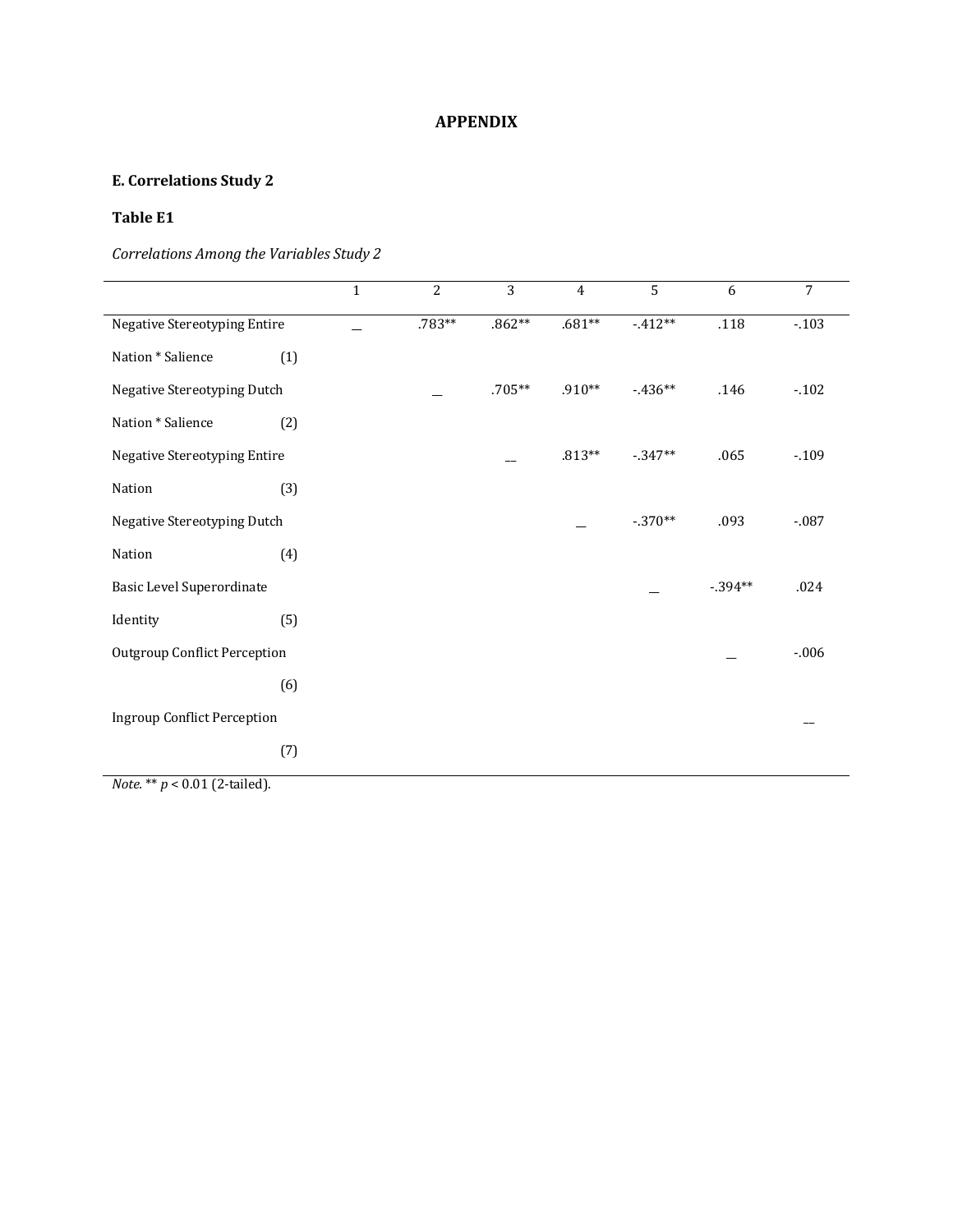# APPENDIX

### E. Correlations Study 2

**Table E1**

*Correlations Among the Variables Study 2*

| | 1 | 2 | 3 | 4 | 5 | 6 | 7 |
|---|---|---|---|---|---|---|---|
| Negative Stereotyping Entire Nation * Salience (1) | __ | .783** | .862** | .681** | -.412** | .118 | -.103 |
| Negative Stereotyping Dutch Nation * Salience (2) | | __ | .705** | .910** | -.436** | .146 | -.102 |
| Negative Stereotyping Entire Nation (3) | | | __ | .813** | -.347** | .065 | -.109 |
| Negative Stereotyping Dutch Nation (4) | | | | __ | -.370** | .093 | -.087 |
| Basic Level Superordinate Identity (5) | | | | | __ | -.394** | .024 |
| Outgroup Conflict Perception (6) | | | | | | __ | -.006 |
| Ingroup Conflict Perception (7) | | | | | | | __ |

*Note*. ** $p < 0.01$ (2-tailed).